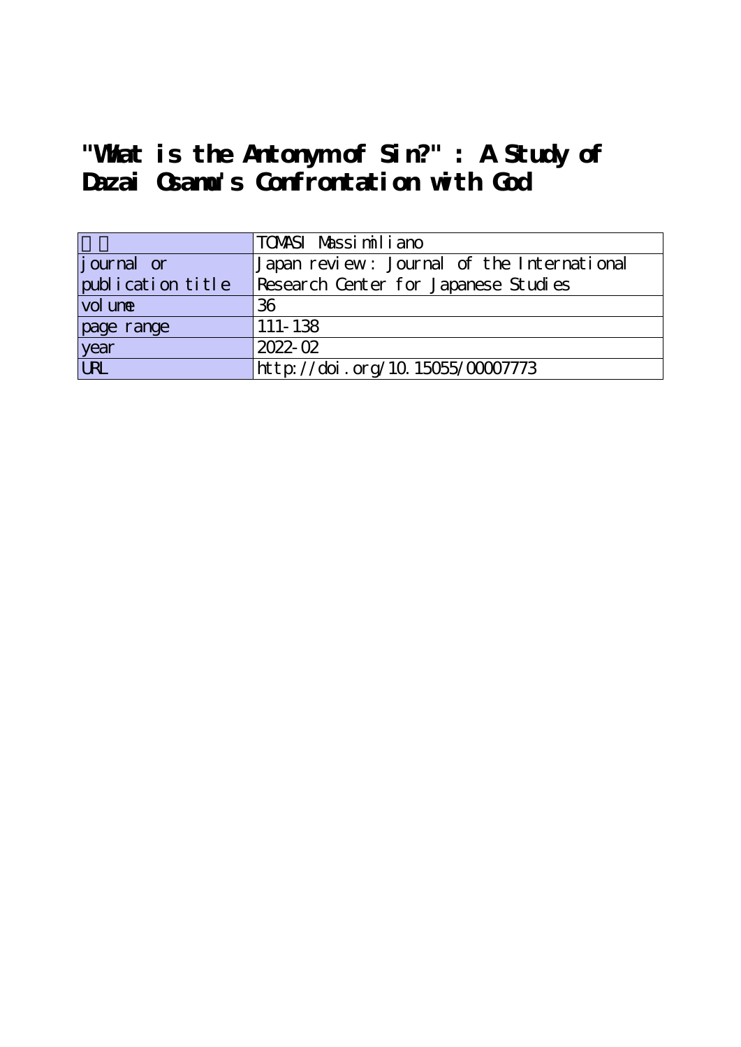# "What is the Antonym of Sin?" : A Study of Dazai Osamu's Confrontation with God

| | |
|---|---|
| 著者 | TOMASI Massimiliano |
| journal or publication title | Japan review : Journal of the International Research Center for Japanese Studies |
| volume | 36 |
| page range | 111-138 |
| year | 2022-02 |
| URL | http://doi.org/10.15055/00007773 |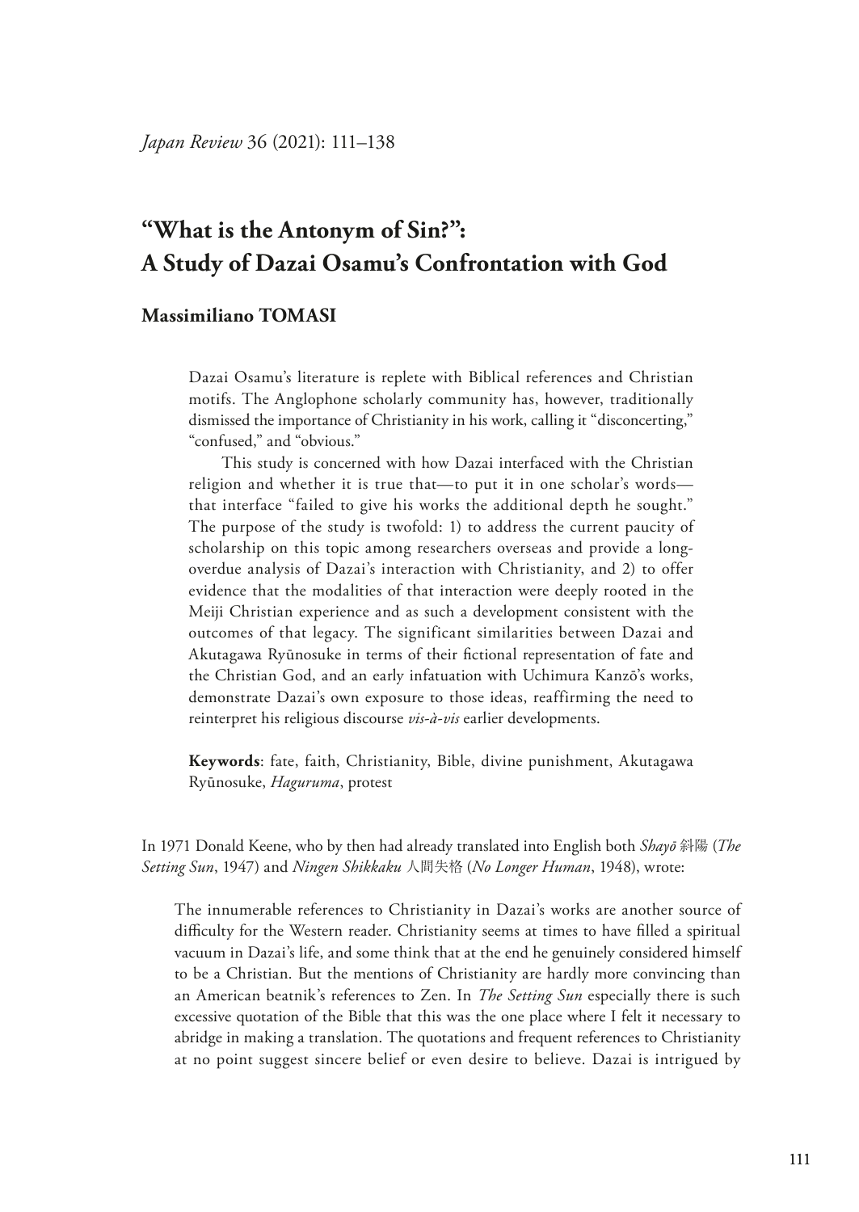# "What is the Antonym of Sin?": A Study of Dazai Osamu's Confrontation with God

**Massimiliano TOMASI**

Dazai Osamu's literature is replete with Biblical references and Christian motifs. The Anglophone scholarly community has, however, traditionally dismissed the importance of Christianity in his work, calling it "disconcerting," "confused," and "obvious."

This study is concerned with how Dazai interfaced with the Christian religion and whether it is true that—to put it in one scholar's words—that interface "failed to give his works the additional depth he sought." The purpose of the study is twofold: 1) to address the current paucity of scholarship on this topic among researchers overseas and provide a long-overdue analysis of Dazai's interaction with Christianity, and 2) to offer evidence that the modalities of that interaction were deeply rooted in the Meiji Christian experience and as such a development consistent with the outcomes of that legacy. The significant similarities between Dazai and Akutagawa Ryūnosuke in terms of their fictional representation of fate and the Christian God, and an early infatuation with Uchimura Kanzō's works, demonstrate Dazai's own exposure to those ideas, reaffirming the need to reinterpret his religious discourse *vis-à-vis* earlier developments.

**Keywords**: fate, faith, Christianity, Bible, divine punishment, Akutagawa Ryūnosuke, *Haguruma*, protest

In 1971 Donald Keene, who by then had already translated into English both *Shayō* 斜陽 (*The Setting Sun*, 1947) and *Ningen Shikkaku* 人間失格 (*No Longer Human*, 1948), wrote:

> The innumerable references to Christianity in Dazai's works are another source of difficulty for the Western reader. Christianity seems at times to have filled a spiritual vacuum in Dazai's life, and some think that at the end he genuinely considered himself to be a Christian. But the mentions of Christianity are hardly more convincing than an American beatnik's references to Zen. In *The Setting Sun* especially there is such excessive quotation of the Bible that this was the one place where I felt it necessary to abridge in making a translation. The quotations and frequent references to Christianity at no point suggest sincere belief or even desire to believe. Dazai is intrigued by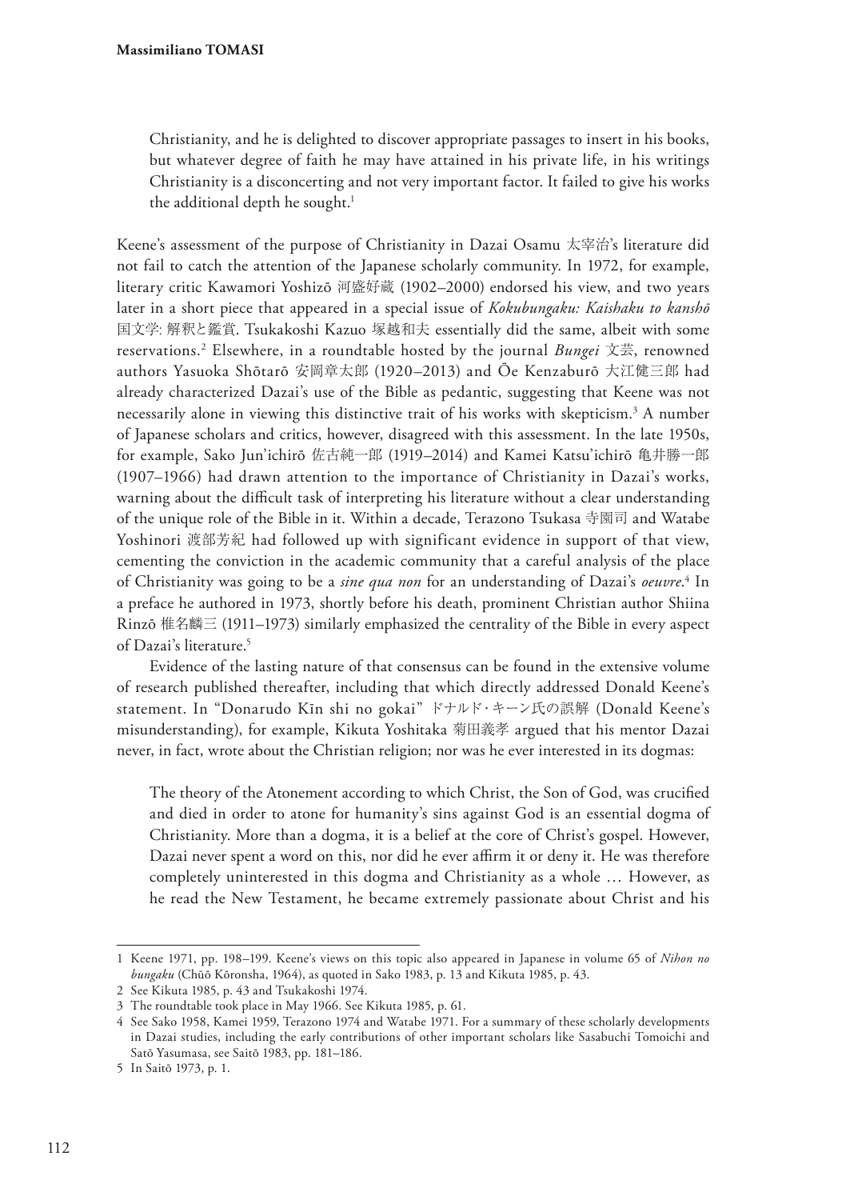> Christianity, and he is delighted to discover appropriate passages to insert in his books, but whatever degree of faith he may have attained in his private life, in his writings Christianity is a disconcerting and not very important factor. It failed to give his works the additional depth he sought.[1]

Keene's assessment of the purpose of Christianity in Dazai Osamu 太宰治's literature did not fail to catch the attention of the Japanese scholarly community. In 1972, for example, literary critic Kawamori Yoshizō 河盛好蔵 (1902–2000) endorsed his view, and two years later in a short piece that appeared in a special issue of *Kokubungaku: Kaishaku to kanshō* 国文学: 解釈と鑑賞. Tsukakoshi Kazuo 塚越和夫 essentially did the same, albeit with some reservations.[2] Elsewhere, in a roundtable hosted by the journal *Bungei* 文芸, renowned authors Yasuoka Shōtarō 安岡章太郎 (1920–2013) and Ōe Kenzaburō 大江健三郎 had already characterized Dazai's use of the Bible as pedantic, suggesting that Keene was not necessarily alone in viewing this distinctive trait of his works with skepticism.[3] A number of Japanese scholars and critics, however, disagreed with this assessment. In the late 1950s, for example, Sako Jun'ichirō 佐古純一郎 (1919–2014) and Kamei Katsu'ichirō 亀井勝一郎 (1907–1966) had drawn attention to the importance of Christianity in Dazai's works, warning about the difficult task of interpreting his literature without a clear understanding of the unique role of the Bible in it. Within a decade, Terazono Tsukasa 寺園司 and Watabe Yoshinori 渡部芳紀 had followed up with significant evidence in support of that view, cementing the conviction in the academic community that a careful analysis of the place of Christianity was going to be a *sine qua non* for an understanding of Dazai's *oeuvre*.[4] In a preface he authored in 1973, shortly before his death, prominent Christian author Shiina Rinzō 椎名麟三 (1911–1973) similarly emphasized the centrality of the Bible in every aspect of Dazai's literature.[5]

Evidence of the lasting nature of that consensus can be found in the extensive volume of research published thereafter, including that which directly addressed Donald Keene's statement. In "Donarudo Kīn shi no gokai" ドナルド・キーン氏の誤解 (Donald Keene's misunderstanding), for example, Kikuta Yoshitaka 菊田義孝 argued that his mentor Dazai never, in fact, wrote about the Christian religion; nor was he ever interested in its dogmas:

> The theory of the Atonement according to which Christ, the Son of God, was crucified and died in order to atone for humanity's sins against God is an essential dogma of Christianity. More than a dogma, it is a belief at the core of Christ's gospel. However, Dazai never spent a word on this, nor did he ever affirm it or deny it. He was therefore completely uninterested in this dogma and Christianity as a whole … However, as he read the New Testament, he became extremely passionate about Christ and his

---

1 Keene 1971, pp. 198–199. Keene's views on this topic also appeared in Japanese in volume 65 of *Nihon no bungaku* (Chūō Kōronsha, 1964), as quoted in Sako 1983, p. 13 and Kikuta 1985, p. 43.

2 See Kikuta 1985, p. 43 and Tsukakoshi 1974.

3 The roundtable took place in May 1966. See Kikuta 1985, p. 61.

4 See Sako 1958, Kamei 1959, Terazono 1974 and Watabe 1971. For a summary of these scholarly developments in Dazai studies, including the early contributions of other important scholars like Sasabuchi Tomoichi and Satō Yasumasa, see Saitō 1983, pp. 181–186.

5 In Saitō 1973, p. 1.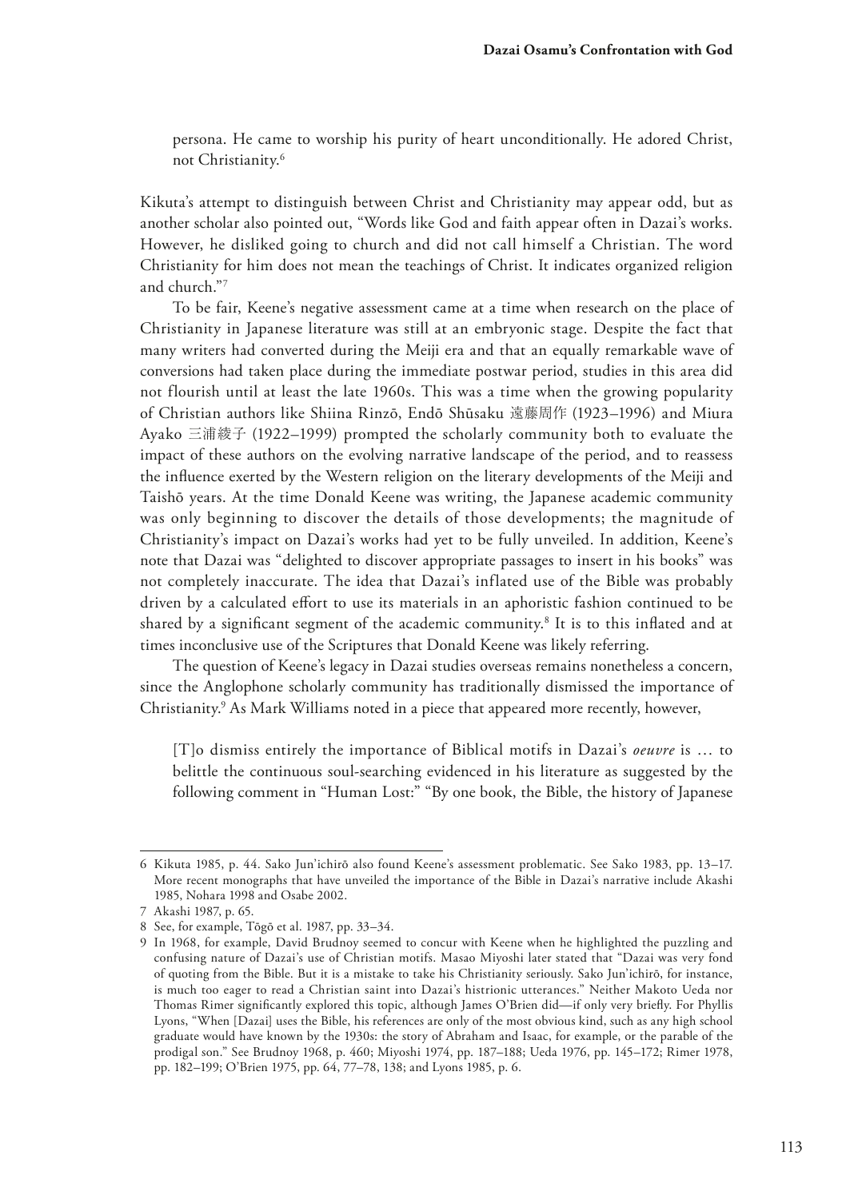persona. He came to worship his purity of heart unconditionally. He adored Christ, not Christianity.[6]

Kikuta's attempt to distinguish between Christ and Christianity may appear odd, but as another scholar also pointed out, "Words like God and faith appear often in Dazai's works. However, he disliked going to church and did not call himself a Christian. The word Christianity for him does not mean the teachings of Christ. It indicates organized religion and church."[7]

To be fair, Keene's negative assessment came at a time when research on the place of Christianity in Japanese literature was still at an embryonic stage. Despite the fact that many writers had converted during the Meiji era and that an equally remarkable wave of conversions had taken place during the immediate postwar period, studies in this area did not flourish until at least the late 1960s. This was a time when the growing popularity of Christian authors like Shiina Rinzō, Endō Shūsaku 遠藤周作 (1923–1996) and Miura Ayako 三浦綾子 (1922–1999) prompted the scholarly community both to evaluate the impact of these authors on the evolving narrative landscape of the period, and to reassess the influence exerted by the Western religion on the literary developments of the Meiji and Taishō years. At the time Donald Keene was writing, the Japanese academic community was only beginning to discover the details of those developments; the magnitude of Christianity's impact on Dazai's works had yet to be fully unveiled. In addition, Keene's note that Dazai was "delighted to discover appropriate passages to insert in his books" was not completely inaccurate. The idea that Dazai's inflated use of the Bible was probably driven by a calculated effort to use its materials in an aphoristic fashion continued to be shared by a significant segment of the academic community.[8] It is to this inflated and at times inconclusive use of the Scriptures that Donald Keene was likely referring.

The question of Keene's legacy in Dazai studies overseas remains nonetheless a concern, since the Anglophone scholarly community has traditionally dismissed the importance of Christianity.[9] As Mark Williams noted in a piece that appeared more recently, however,

> [T]o dismiss entirely the importance of Biblical motifs in Dazai's *oeuvre* is … to belittle the continuous soul-searching evidenced in his literature as suggested by the following comment in "Human Lost:" "By one book, the Bible, the history of Japanese

---

6 Kikuta 1985, p. 44. Sako Jun'ichirō also found Keene's assessment problematic. See Sako 1983, pp. 13–17. More recent monographs that have unveiled the importance of the Bible in Dazai's narrative include Akashi 1985, Nohara 1998 and Osabe 2002.

7 Akashi 1987, p. 65.

8 See, for example, Tōgō et al. 1987, pp. 33–34.

9 In 1968, for example, David Brudnoy seemed to concur with Keene when he highlighted the puzzling and confusing nature of Dazai's use of Christian motifs. Masao Miyoshi later stated that "Dazai was very fond of quoting from the Bible. But it is a mistake to take his Christianity seriously. Sako Jun'ichirō, for instance, is much too eager to read a Christian saint into Dazai's histrionic utterances." Neither Makoto Ueda nor Thomas Rimer significantly explored this topic, although James O'Brien did—if only very briefly. For Phyllis Lyons, "When [Dazai] uses the Bible, his references are only of the most obvious kind, such as any high school graduate would have known by the 1930s: the story of Abraham and Isaac, for example, or the parable of the prodigal son." See Brudnoy 1968, p. 460; Miyoshi 1974, pp. 187–188; Ueda 1976, pp. 145–172; Rimer 1978, pp. 182–199; O'Brien 1975, pp. 64, 77–78, 138; and Lyons 1985, p. 6.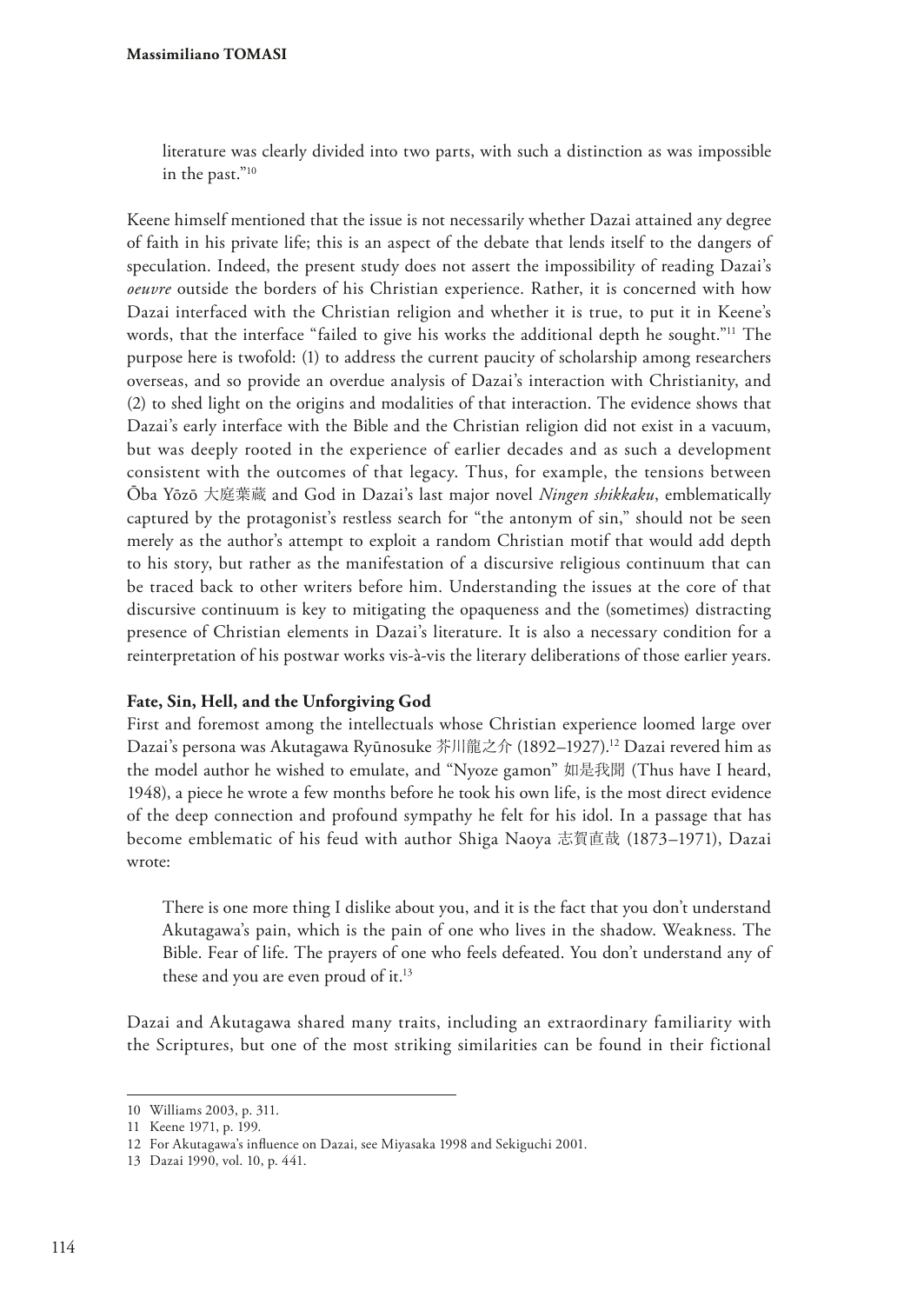> literature was clearly divided into two parts, with such a distinction as was impossible in the past."[10]

Keene himself mentioned that the issue is not necessarily whether Dazai attained any degree of faith in his private life; this is an aspect of the debate that lends itself to the dangers of speculation. Indeed, the present study does not assert the impossibility of reading Dazai's *oeuvre* outside the borders of his Christian experience. Rather, it is concerned with how Dazai interfaced with the Christian religion and whether it is true, to put it in Keene's words, that the interface "failed to give his works the additional depth he sought."[11] The purpose here is twofold: (1) to address the current paucity of scholarship among researchers overseas, and so provide an overdue analysis of Dazai's interaction with Christianity, and (2) to shed light on the origins and modalities of that interaction. The evidence shows that Dazai's early interface with the Bible and the Christian religion did not exist in a vacuum, but was deeply rooted in the experience of earlier decades and as such a development consistent with the outcomes of that legacy. Thus, for example, the tensions between Ōba Yōzō 大庭葉蔵 and God in Dazai's last major novel *Ningen shikkaku*, emblematically captured by the protagonist's restless search for "the antonym of sin," should not be seen merely as the author's attempt to exploit a random Christian motif that would add depth to his story, but rather as the manifestation of a discursive religious continuum that can be traced back to other writers before him. Understanding the issues at the core of that discursive continuum is key to mitigating the opaqueness and the (sometimes) distracting presence of Christian elements in Dazai's literature. It is also a necessary condition for a reinterpretation of his postwar works vis-à-vis the literary deliberations of those earlier years.

**Fate, Sin, Hell, and the Unforgiving God**

First and foremost among the intellectuals whose Christian experience loomed large over Dazai's persona was Akutagawa Ryūnosuke 芥川龍之介 (1892–1927).[12] Dazai revered him as the model author he wished to emulate, and "Nyoze gamon" 如是我聞 (Thus have I heard, 1948), a piece he wrote a few months before he took his own life, is the most direct evidence of the deep connection and profound sympathy he felt for his idol. In a passage that has become emblematic of his feud with author Shiga Naoya 志賀直哉 (1873–1971), Dazai wrote:

> There is one more thing I dislike about you, and it is the fact that you don't understand Akutagawa's pain, which is the pain of one who lives in the shadow. Weakness. The Bible. Fear of life. The prayers of one who feels defeated. You don't understand any of these and you are even proud of it.[13]

Dazai and Akutagawa shared many traits, including an extraordinary familiarity with the Scriptures, but one of the most striking similarities can be found in their fictional

---

10 Williams 2003, p. 311.

11 Keene 1971, p. 199.

12 For Akutagawa's influence on Dazai, see Miyasaka 1998 and Sekiguchi 2001.

13 Dazai 1990, vol. 10, p. 441.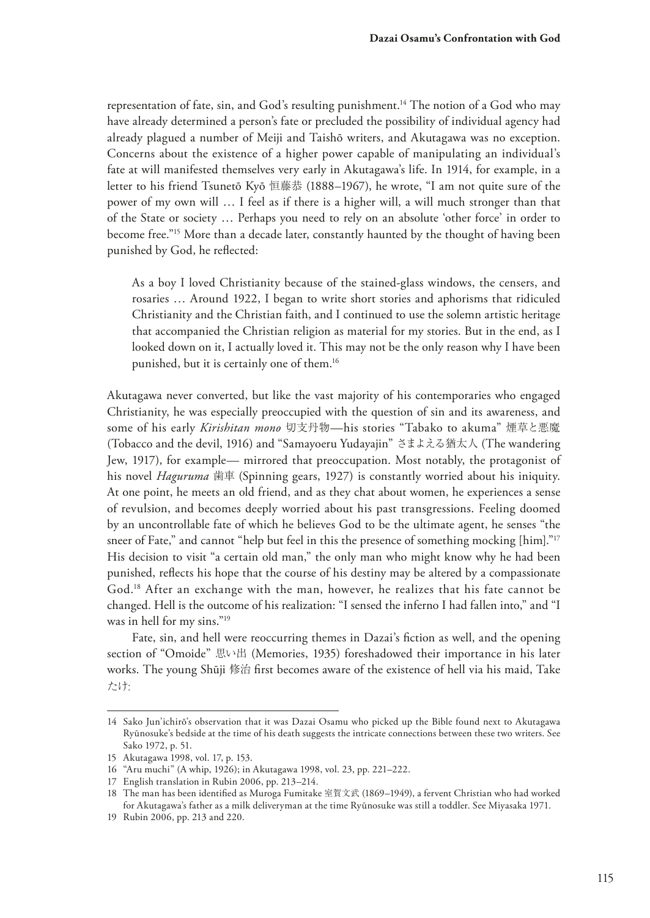representation of fate, sin, and God's resulting punishment.[14] The notion of a God who may have already determined a person's fate or precluded the possibility of individual agency had already plagued a number of Meiji and Taishō writers, and Akutagawa was no exception. Concerns about the existence of a higher power capable of manipulating an individual's fate at will manifested themselves very early in Akutagawa's life. In 1914, for example, in a letter to his friend Tsunetō Kyō 恒藤恭 (1888–1967), he wrote, "I am not quite sure of the power of my own will … I feel as if there is a higher will, a will much stronger than that of the State or society … Perhaps you need to rely on an absolute 'other force' in order to become free."[15] More than a decade later, constantly haunted by the thought of having been punished by God, he reflected:

> As a boy I loved Christianity because of the stained-glass windows, the censers, and rosaries … Around 1922, I began to write short stories and aphorisms that ridiculed Christianity and the Christian faith, and I continued to use the solemn artistic heritage that accompanied the Christian religion as material for my stories. But in the end, as I looked down on it, I actually loved it. This may not be the only reason why I have been punished, but it is certainly one of them.[16]

Akutagawa never converted, but like the vast majority of his contemporaries who engaged Christianity, he was especially preoccupied with the question of sin and its awareness, and some of his early *Kirishitan mono* 切支丹物—his stories "Tabako to akuma" 煙草と悪魔 (Tobacco and the devil, 1916) and "Samayoeru Yudayajin" さまよえる猶太人 (The wandering Jew, 1917), for example— mirrored that preoccupation. Most notably, the protagonist of his novel *Haguruma* 歯車 (Spinning gears, 1927) is constantly worried about his iniquity. At one point, he meets an old friend, and as they chat about women, he experiences a sense of revulsion, and becomes deeply worried about his past transgressions. Feeling doomed by an uncontrollable fate of which he believes God to be the ultimate agent, he senses "the sneer of Fate," and cannot "help but feel in this the presence of something mocking [him]."[17] His decision to visit "a certain old man," the only man who might know why he had been punished, reflects his hope that the course of his destiny may be altered by a compassionate God.[18] After an exchange with the man, however, he realizes that his fate cannot be changed. Hell is the outcome of his realization: "I sensed the inferno I had fallen into," and "I was in hell for my sins."[19]

Fate, sin, and hell were reoccurring themes in Dazai's fiction as well, and the opening section of "Omoide" 思い出 (Memories, 1935) foreshadowed their importance in his later works. The young Shūji 修治 first becomes aware of the existence of hell via his maid, Take たけ:

---

14 Sako Jun'ichirō's observation that it was Dazai Osamu who picked up the Bible found next to Akutagawa Ryūnosuke's bedside at the time of his death suggests the intricate connections between these two writers. See Sako 1972, p. 51.

15 Akutagawa 1998, vol. 17, p. 153.

16 "Aru muchi" (A whip, 1926); in Akutagawa 1998, vol. 23, pp. 221–222.

17 English translation in Rubin 2006, pp. 213–214.

18 The man has been identified as Muroga Fumitake 室賀文武 (1869–1949), a fervent Christian who had worked for Akutagawa's father as a milk deliveryman at the time Ryūnosuke was still a toddler. See Miyasaka 1971.

19 Rubin 2006, pp. 213 and 220.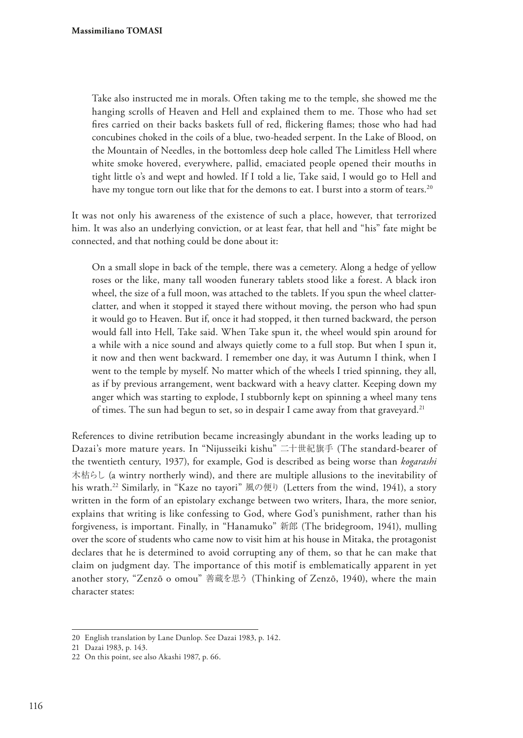> Take also instructed me in morals. Often taking me to the temple, she showed me the hanging scrolls of Heaven and Hell and explained them to me. Those who had set fires carried on their backs baskets full of red, flickering flames; those who had had concubines choked in the coils of a blue, two-headed serpent. In the Lake of Blood, on the Mountain of Needles, in the bottomless deep hole called The Limitless Hell where white smoke hovered, everywhere, pallid, emaciated people opened their mouths in tight little o's and wept and howled. If I told a lie, Take said, I would go to Hell and have my tongue torn out like that for the demons to eat. I burst into a storm of tears.[20]

It was not only his awareness of the existence of such a place, however, that terrorized him. It was also an underlying conviction, or at least fear, that hell and "his" fate might be connected, and that nothing could be done about it:

> On a small slope in back of the temple, there was a cemetery. Along a hedge of yellow roses or the like, many tall wooden funerary tablets stood like a forest. A black iron wheel, the size of a full moon, was attached to the tablets. If you spun the wheel clatter-clatter, and when it stopped it stayed there without moving, the person who had spun it would go to Heaven. But if, once it had stopped, it then turned backward, the person would fall into Hell, Take said. When Take spun it, the wheel would spin around for a while with a nice sound and always quietly come to a full stop. But when I spun it, it now and then went backward. I remember one day, it was Autumn I think, when I went to the temple by myself. No matter which of the wheels I tried spinning, they all, as if by previous arrangement, went backward with a heavy clatter. Keeping down my anger which was starting to explode, I stubbornly kept on spinning a wheel many tens of times. The sun had begun to set, so in despair I came away from that graveyard.[21]

References to divine retribution became increasingly abundant in the works leading up to Dazai's more mature years. In "Nijusseiki kishu" 二十世紀旗手 (The standard-bearer of the twentieth century, 1937), for example, God is described as being worse than *kogarashi* 木枯らし (a wintry northerly wind), and there are multiple allusions to the inevitability of his wrath.[22] Similarly, in "Kaze no tayori" 風の便り (Letters from the wind, 1941), a story written in the form of an epistolary exchange between two writers, Ihara, the more senior, explains that writing is like confessing to God, where God's punishment, rather than his forgiveness, is important. Finally, in "Hanamuko" 新郎 (The bridegroom, 1941), mulling over the score of students who came now to visit him at his house in Mitaka, the protagonist declares that he is determined to avoid corrupting any of them, so that he can make that claim on judgment day. The importance of this motif is emblematically apparent in yet another story, "Zenzō o omou" 善蔵を思う (Thinking of Zenzō, 1940), where the main character states:

---

20 English translation by Lane Dunlop. See Dazai 1983, p. 142.

21 Dazai 1983, p. 143.

22 On this point, see also Akashi 1987, p. 66.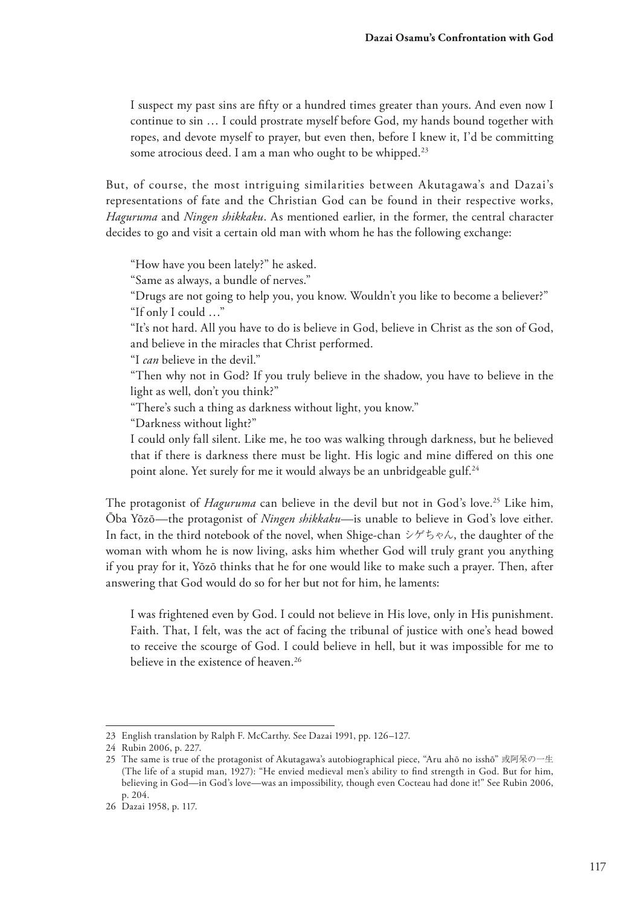> I suspect my past sins are fifty or a hundred times greater than yours. And even now I continue to sin … I could prostrate myself before God, my hands bound together with ropes, and devote myself to prayer, but even then, before I knew it, I'd be committing some atrocious deed. I am a man who ought to be whipped.[23]

But, of course, the most intriguing similarities between Akutagawa's and Dazai's representations of fate and the Christian God can be found in their respective works, *Haguruma* and *Ningen shikkaku*. As mentioned earlier, in the former, the central character decides to go and visit a certain old man with whom he has the following exchange:

> "How have you been lately?" he asked.
> "Same as always, a bundle of nerves."
> "Drugs are not going to help you, you know. Wouldn't you like to become a believer?"
> "If only I could …"
> "It's not hard. All you have to do is believe in God, believe in Christ as the son of God, and believe in the miracles that Christ performed.
> "I *can* believe in the devil."
> "Then why not in God? If you truly believe in the shadow, you have to believe in the light as well, don't you think?"
> "There's such a thing as darkness without light, you know."
> "Darkness without light?"
> I could only fall silent. Like me, he too was walking through darkness, but he believed that if there is darkness there must be light. His logic and mine differed on this one point alone. Yet surely for me it would always be an unbridgeable gulf.[24]

The protagonist of *Haguruma* can believe in the devil but not in God's love.[25] Like him, Ōba Yōzō—the protagonist of *Ningen shikkaku*—is unable to believe in God's love either. In fact, in the third notebook of the novel, when Shige-chan シゲちゃん, the daughter of the woman with whom he is now living, asks him whether God will truly grant you anything if you pray for it, Yōzō thinks that he for one would like to make such a prayer. Then, after answering that God would do so for her but not for him, he laments:

> I was frightened even by God. I could not believe in His love, only in His punishment. Faith. That, I felt, was the act of facing the tribunal of justice with one's head bowed to receive the scourge of God. I could believe in hell, but it was impossible for me to believe in the existence of heaven.[26]

---

23 English translation by Ralph F. McCarthy. See Dazai 1991, pp. 126–127.

24 Rubin 2006, p. 227.

25 The same is true of the protagonist of Akutagawa's autobiographical piece, "Aru ahō no isshō" 或阿呆の一生 (The life of a stupid man, 1927): "He envied medieval men's ability to find strength in God. But for him, believing in God—in God's love—was an impossibility, though even Cocteau had done it!" See Rubin 2006, p. 204.

26 Dazai 1958, p. 117.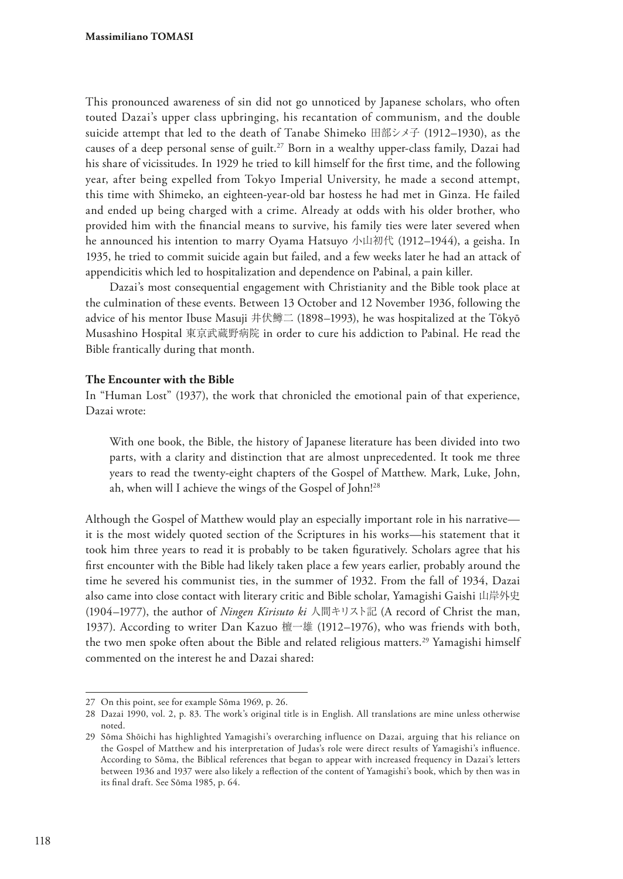This pronounced awareness of sin did not go unnoticed by Japanese scholars, who often touted Dazai's upper class upbringing, his recantation of communism, and the double suicide attempt that led to the death of Tanabe Shimeko 田部シメ子 (1912–1930), as the causes of a deep personal sense of guilt.[27] Born in a wealthy upper-class family, Dazai had his share of vicissitudes. In 1929 he tried to kill himself for the first time, and the following year, after being expelled from Tokyo Imperial University, he made a second attempt, this time with Shimeko, an eighteen-year-old bar hostess he had met in Ginza. He failed and ended up being charged with a crime. Already at odds with his older brother, who provided him with the financial means to survive, his family ties were later severed when he announced his intention to marry Oyama Hatsuyo 小山初代 (1912–1944), a geisha. In 1935, he tried to commit suicide again but failed, and a few weeks later he had an attack of appendicitis which led to hospitalization and dependence on Pabinal, a pain killer.

Dazai's most consequential engagement with Christianity and the Bible took place at the culmination of these events. Between 13 October and 12 November 1936, following the advice of his mentor Ibuse Masuji 井伏鱒二 (1898–1993), he was hospitalized at the Tōkyō Musashino Hospital 東京武蔵野病院 in order to cure his addiction to Pabinal. He read the Bible frantically during that month.

### The Encounter with the Bible

In "Human Lost" (1937), the work that chronicled the emotional pain of that experience, Dazai wrote:

> With one book, the Bible, the history of Japanese literature has been divided into two parts, with a clarity and distinction that are almost unprecedented. It took me three years to read the twenty-eight chapters of the Gospel of Matthew. Mark, Luke, John, ah, when will I achieve the wings of the Gospel of John![28]

Although the Gospel of Matthew would play an especially important role in his narrative—it is the most widely quoted section of the Scriptures in his works—his statement that it took him three years to read it is probably to be taken figuratively. Scholars agree that his first encounter with the Bible had likely taken place a few years earlier, probably around the time he severed his communist ties, in the summer of 1932. From the fall of 1934, Dazai also came into close contact with literary critic and Bible scholar, Yamagishi Gaishi 山岸外史 (1904–1977), the author of *Ningen Kirisuto ki* 人間キリスト記 (A record of Christ the man, 1937). According to writer Dan Kazuo 檀一雄 (1912–1976), who was friends with both, the two men spoke often about the Bible and related religious matters.[29] Yamagishi himself commented on the interest he and Dazai shared:

---

27 On this point, see for example Sōma 1969, p. 26.

28 Dazai 1990, vol. 2, p. 83. The work's original title is in English. All translations are mine unless otherwise noted.

29 Sōma Shōichi has highlighted Yamagishi's overarching influence on Dazai, arguing that his reliance on the Gospel of Matthew and his interpretation of Judas's role were direct results of Yamagishi's influence. According to Sōma, the Biblical references that began to appear with increased frequency in Dazai's letters between 1936 and 1937 were also likely a reflection of the content of Yamagishi's book, which by then was in its final draft. See Sōma 1985, p. 64.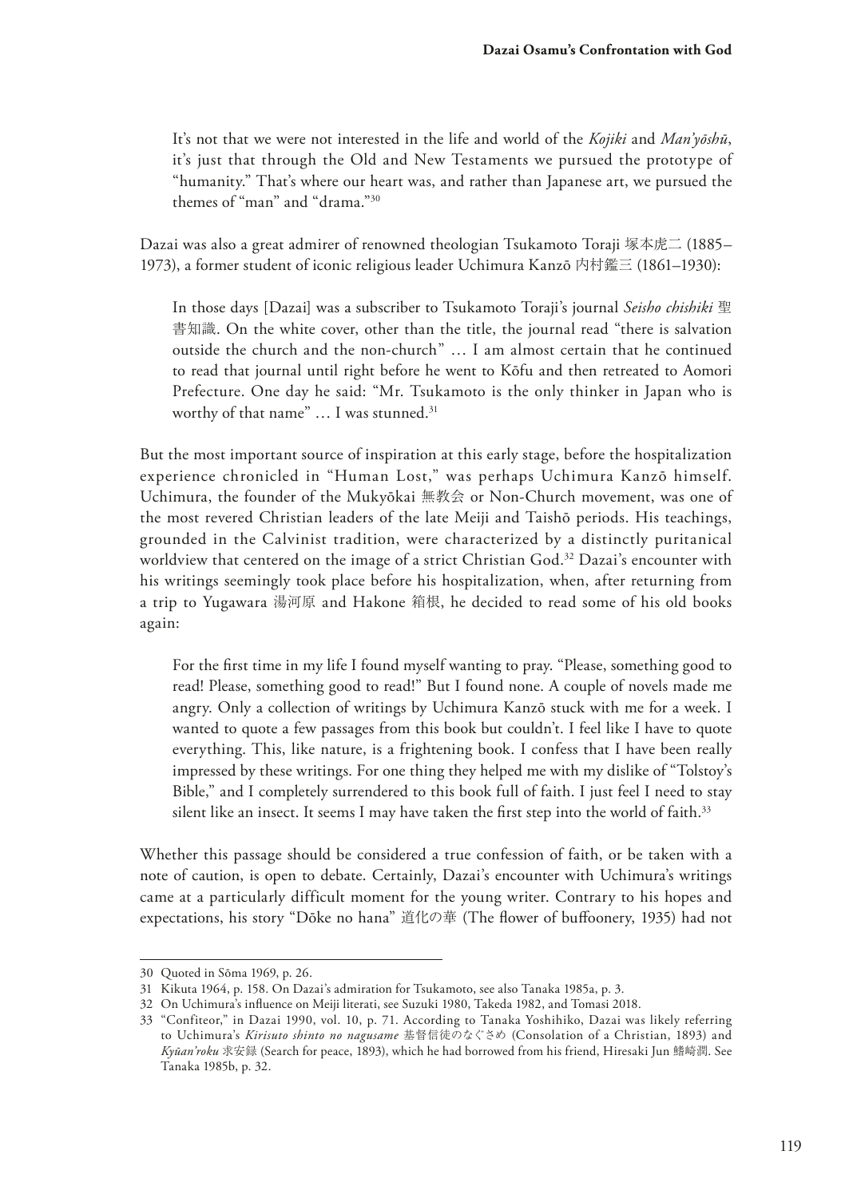> It's not that we were not interested in the life and world of the *Kojiki* and *Man'yōshū*, it's just that through the Old and New Testaments we pursued the prototype of "humanity." That's where our heart was, and rather than Japanese art, we pursued the themes of "man" and "drama."[30]

Dazai was also a great admirer of renowned theologian Tsukamoto Toraji 塚本虎二 (1885–1973), a former student of iconic religious leader Uchimura Kanzō 内村鑑三 (1861–1930):

> In those days [Dazai] was a subscriber to Tsukamoto Toraji's journal *Seisho chishiki* 聖書知識. On the white cover, other than the title, the journal read "there is salvation outside the church and the non-church" … I am almost certain that he continued to read that journal until right before he went to Kōfu and then retreated to Aomori Prefecture. One day he said: "Mr. Tsukamoto is the only thinker in Japan who is worthy of that name" … I was stunned.[31]

But the most important source of inspiration at this early stage, before the hospitalization experience chronicled in "Human Lost," was perhaps Uchimura Kanzō himself. Uchimura, the founder of the Mukyōkai 無教会 or Non-Church movement, was one of the most revered Christian leaders of the late Meiji and Taishō periods. His teachings, grounded in the Calvinist tradition, were characterized by a distinctly puritanical worldview that centered on the image of a strict Christian God.[32] Dazai's encounter with his writings seemingly took place before his hospitalization, when, after returning from a trip to Yugawara 湯河原 and Hakone 箱根, he decided to read some of his old books again:

> For the first time in my life I found myself wanting to pray. "Please, something good to read! Please, something good to read!" But I found none. A couple of novels made me angry. Only a collection of writings by Uchimura Kanzō stuck with me for a week. I wanted to quote a few passages from this book but couldn't. I feel like I have to quote everything. This, like nature, is a frightening book. I confess that I have been really impressed by these writings. For one thing they helped me with my dislike of "Tolstoy's Bible," and I completely surrendered to this book full of faith. I just feel I need to stay silent like an insect. It seems I may have taken the first step into the world of faith.[33]

Whether this passage should be considered a true confession of faith, or be taken with a note of caution, is open to debate. Certainly, Dazai's encounter with Uchimura's writings came at a particularly difficult moment for the young writer. Contrary to his hopes and expectations, his story "Dōke no hana" 道化の華 (The flower of buffoonery, 1935) had not

---

30 Quoted in Sōma 1969, p. 26.

31 Kikuta 1964, p. 158. On Dazai's admiration for Tsukamoto, see also Tanaka 1985a, p. 3.

32 On Uchimura's influence on Meiji literati, see Suzuki 1980, Takeda 1982, and Tomasi 2018.

33 "Confiteor," in Dazai 1990, vol. 10, p. 71. According to Tanaka Yoshihiko, Dazai was likely referring to Uchimura's *Kirisuto shinto no nagusame* 基督信徒のなぐさめ (Consolation of a Christian, 1893) and *Kyūan'roku* 求安録 (Search for peace, 1893), which he had borrowed from his friend, Hiresaki Jun 鰭崎潤. See Tanaka 1985b, p. 32.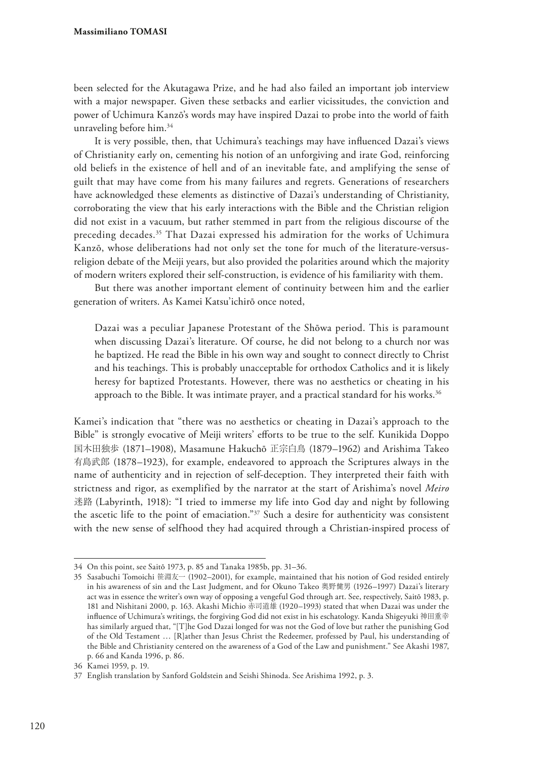been selected for the Akutagawa Prize, and he had also failed an important job interview with a major newspaper. Given these setbacks and earlier vicissitudes, the conviction and power of Uchimura Kanzō's words may have inspired Dazai to probe into the world of faith unraveling before him.[34]

It is very possible, then, that Uchimura's teachings may have influenced Dazai's views of Christianity early on, cementing his notion of an unforgiving and irate God, reinforcing old beliefs in the existence of hell and of an inevitable fate, and amplifying the sense of guilt that may have come from his many failures and regrets. Generations of researchers have acknowledged these elements as distinctive of Dazai's understanding of Christianity, corroborating the view that his early interactions with the Bible and the Christian religion did not exist in a vacuum, but rather stemmed in part from the religious discourse of the preceding decades.[35] That Dazai expressed his admiration for the works of Uchimura Kanzō, whose deliberations had not only set the tone for much of the literature-versus-religion debate of the Meiji years, but also provided the polarities around which the majority of modern writers explored their self-construction, is evidence of his familiarity with them.

But there was another important element of continuity between him and the earlier generation of writers. As Kamei Katsu'ichirō once noted,

> Dazai was a peculiar Japanese Protestant of the Shōwa period. This is paramount when discussing Dazai's literature. Of course, he did not belong to a church nor was he baptized. He read the Bible in his own way and sought to connect directly to Christ and his teachings. This is probably unacceptable for orthodox Catholics and it is likely heresy for baptized Protestants. However, there was no aesthetics or cheating in his approach to the Bible. It was intimate prayer, and a practical standard for his works.[36]

Kamei's indication that "there was no aesthetics or cheating in Dazai's approach to the Bible" is strongly evocative of Meiji writers' efforts to be true to the self. Kunikida Doppo 国木田独歩 (1871–1908), Masamune Hakuchō 正宗白鳥 (1879–1962) and Arishima Takeo 有島武郎 (1878–1923), for example, endeavored to approach the Scriptures always in the name of authenticity and in rejection of self-deception. They interpreted their faith with strictness and rigor, as exemplified by the narrator at the start of Arishima's novel *Meiro* 迷路 (Labyrinth, 1918): "I tried to immerse my life into God day and night by following the ascetic life to the point of emaciation."[37] Such a desire for authenticity was consistent with the new sense of selfhood they had acquired through a Christian-inspired process of

---

34 On this point, see Saitō 1973, p. 85 and Tanaka 1985b, pp. 31–36.

35 Sasabuchi Tomoichi 笹淵友一 (1902–2001), for example, maintained that his notion of God resided entirely in his awareness of sin and the Last Judgment, and for Okuno Takeo 奥野健男 (1926–1997) Dazai's literary act was in essence the writer's own way of opposing a vengeful God through art. See, respectively, Saitō 1983, p. 181 and Nishitani 2000, p. 163. Akashi Michio 赤司道雄 (1920–1993) stated that when Dazai was under the influence of Uchimura's writings, the forgiving God did not exist in his eschatology. Kanda Shigeyuki 神田重幸 has similarly argued that, "[T]he God Dazai longed for was not the God of love but rather the punishing God of the Old Testament … [R]ather than Jesus Christ the Redeemer, professed by Paul, his understanding of the Bible and Christianity centered on the awareness of a God of the Law and punishment." See Akashi 1987, p. 66 and Kanda 1996, p. 86.

36 Kamei 1959, p. 19.

37 English translation by Sanford Goldstein and Seishi Shinoda. See Arishima 1992, p. 3.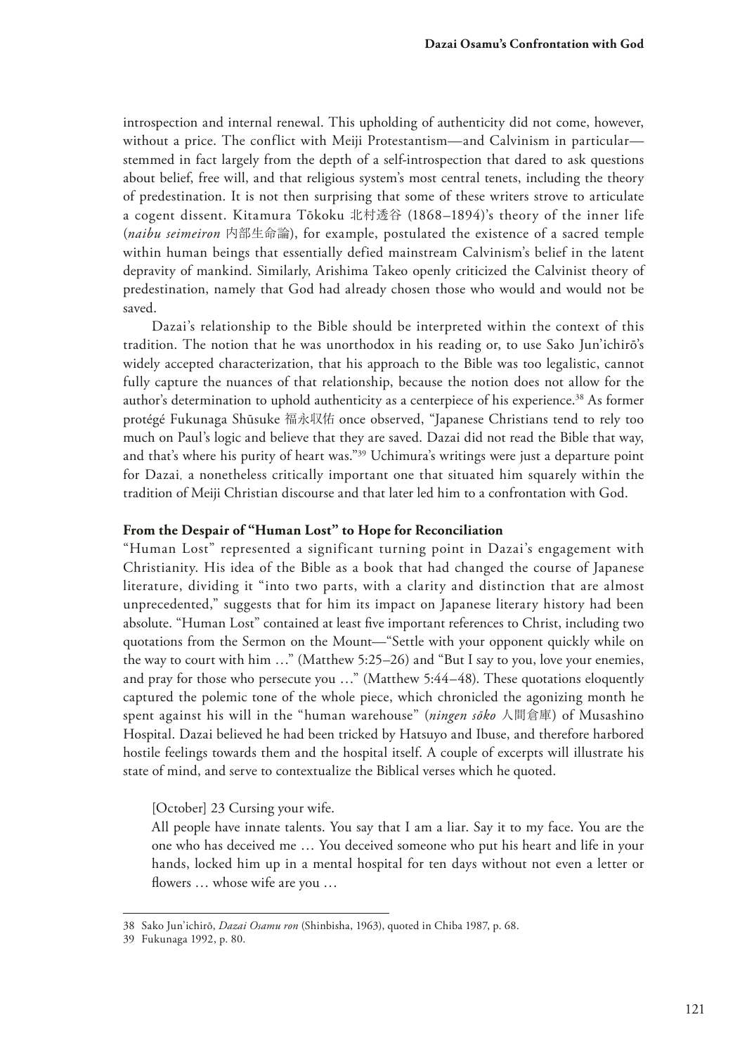introspection and internal renewal. This upholding of authenticity did not come, however, without a price. The conflict with Meiji Protestantism—and Calvinism in particular—stemmed in fact largely from the depth of a self-introspection that dared to ask questions about belief, free will, and that religious system's most central tenets, including the theory of predestination. It is not then surprising that some of these writers strove to articulate a cogent dissent. Kitamura Tōkoku 北村透谷 (1868–1894)'s theory of the inner life (*naibu seimeiron* 内部生命論), for example, postulated the existence of a sacred temple within human beings that essentially defied mainstream Calvinism's belief in the latent depravity of mankind. Similarly, Arishima Takeo openly criticized the Calvinist theory of predestination, namely that God had already chosen those who would and would not be saved.

Dazai's relationship to the Bible should be interpreted within the context of this tradition. The notion that he was unorthodox in his reading or, to use Sako Jun'ichirō's widely accepted characterization, that his approach to the Bible was too legalistic, cannot fully capture the nuances of that relationship, because the notion does not allow for the author's determination to uphold authenticity as a centerpiece of his experience.[38] As former protégé Fukunaga Shūsuke 福永収佑 once observed, "Japanese Christians tend to rely too much on Paul's logic and believe that they are saved. Dazai did not read the Bible that way, and that's where his purity of heart was."[39] Uchimura's writings were just a departure point for Dazai, a nonetheless critically important one that situated him squarely within the tradition of Meiji Christian discourse and that later led him to a confrontation with God.

**From the Despair of "Human Lost" to Hope for Reconciliation**

"Human Lost" represented a significant turning point in Dazai's engagement with Christianity. His idea of the Bible as a book that had changed the course of Japanese literature, dividing it "into two parts, with a clarity and distinction that are almost unprecedented," suggests that for him its impact on Japanese literary history had been absolute. "Human Lost" contained at least five important references to Christ, including two quotations from the Sermon on the Mount—"Settle with your opponent quickly while on the way to court with him …" (Matthew 5:25–26) and "But I say to you, love your enemies, and pray for those who persecute you …" (Matthew 5:44–48). These quotations eloquently captured the polemic tone of the whole piece, which chronicled the agonizing month he spent against his will in the "human warehouse" (*ningen sōko* 人間倉庫) of Musashino Hospital. Dazai believed he had been tricked by Hatsuyo and Ibuse, and therefore harbored hostile feelings towards them and the hospital itself. A couple of excerpts will illustrate his state of mind, and serve to contextualize the Biblical verses which he quoted.

> [October] 23 Cursing your wife.
>
> All people have innate talents. You say that I am a liar. Say it to my face. You are the one who has deceived me … You deceived someone who put his heart and life in your hands, locked him up in a mental hospital for ten days without not even a letter or flowers … whose wife are you …

---

38 Sako Jun'ichirō, *Dazai Osamu ron* (Shinbisha, 1963), quoted in Chiba 1987, p. 68.

39 Fukunaga 1992, p. 80.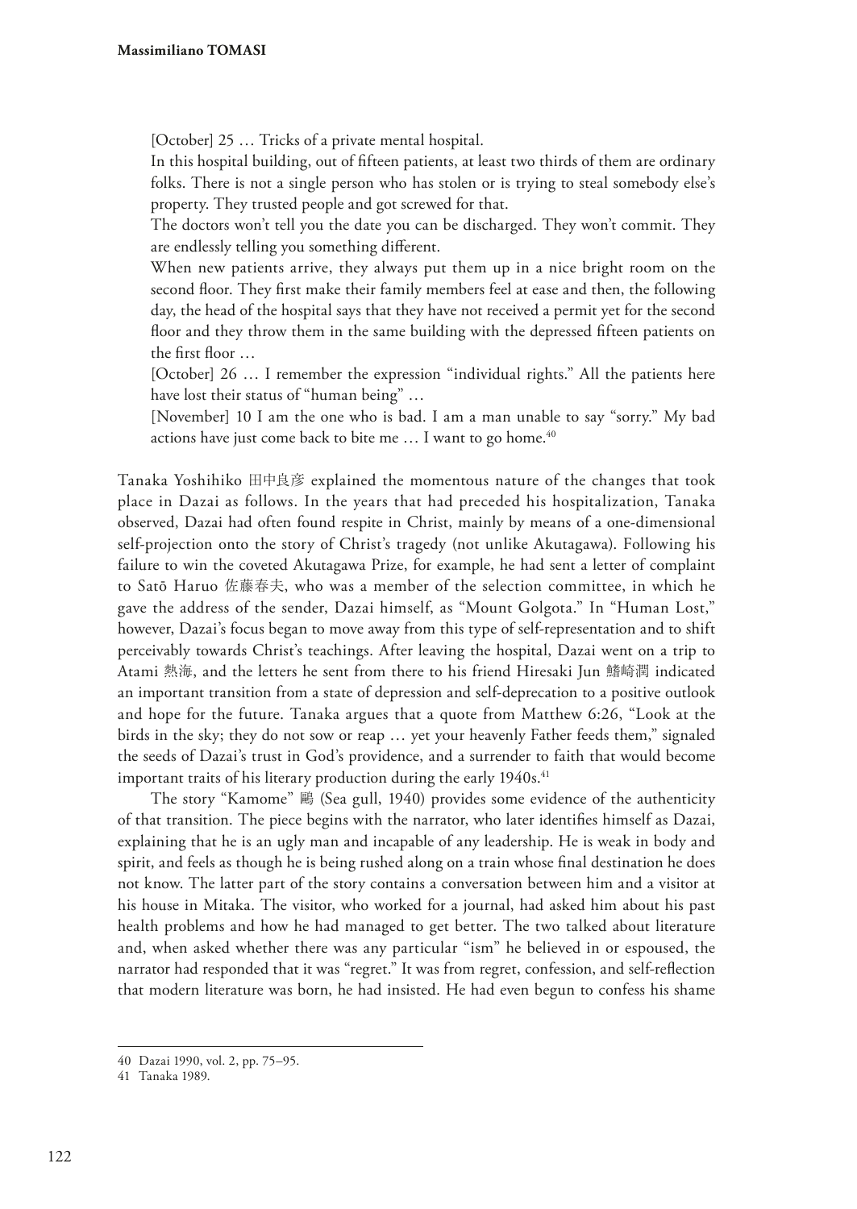> [October] 25 … Tricks of a private mental hospital.
>
> In this hospital building, out of fifteen patients, at least two thirds of them are ordinary folks. There is not a single person who has stolen or is trying to steal somebody else's property. They trusted people and got screwed for that.
>
> The doctors won't tell you the date you can be discharged. They won't commit. They are endlessly telling you something different.
>
> When new patients arrive, they always put them up in a nice bright room on the second floor. They first make their family members feel at ease and then, the following day, the head of the hospital says that they have not received a permit yet for the second floor and they throw them in the same building with the depressed fifteen patients on the first floor …
>
> [October] 26 … I remember the expression "individual rights." All the patients here have lost their status of "human being" …
>
> [November] 10 I am the one who is bad. I am a man unable to say "sorry." My bad actions have just come back to bite me … I want to go home.[40]

Tanaka Yoshihiko 田中良彦 explained the momentous nature of the changes that took place in Dazai as follows. In the years that had preceded his hospitalization, Tanaka observed, Dazai had often found respite in Christ, mainly by means of a one-dimensional self-projection onto the story of Christ's tragedy (not unlike Akutagawa). Following his failure to win the coveted Akutagawa Prize, for example, he had sent a letter of complaint to Satō Haruo 佐藤春夫, who was a member of the selection committee, in which he gave the address of the sender, Dazai himself, as "Mount Golgota." In "Human Lost," however, Dazai's focus began to move away from this type of self-representation and to shift perceivably towards Christ's teachings. After leaving the hospital, Dazai went on a trip to Atami 熱海, and the letters he sent from there to his friend Hiresaki Jun 鰭崎潤 indicated an important transition from a state of depression and self-deprecation to a positive outlook and hope for the future. Tanaka argues that a quote from Matthew 6:26, "Look at the birds in the sky; they do not sow or reap … yet your heavenly Father feeds them," signaled the seeds of Dazai's trust in God's providence, and a surrender to faith that would become important traits of his literary production during the early 1940s.[41]

The story "Kamome" 鷗 (Sea gull, 1940) provides some evidence of the authenticity of that transition. The piece begins with the narrator, who later identifies himself as Dazai, explaining that he is an ugly man and incapable of any leadership. He is weak in body and spirit, and feels as though he is being rushed along on a train whose final destination he does not know. The latter part of the story contains a conversation between him and a visitor at his house in Mitaka. The visitor, who worked for a journal, had asked him about his past health problems and how he had managed to get better. The two talked about literature and, when asked whether there was any particular "ism" he believed in or espoused, the narrator had responded that it was "regret." It was from regret, confession, and self-reflection that modern literature was born, he had insisted. He had even begun to confess his shame

---

40 Dazai 1990, vol. 2, pp. 75–95.

41 Tanaka 1989.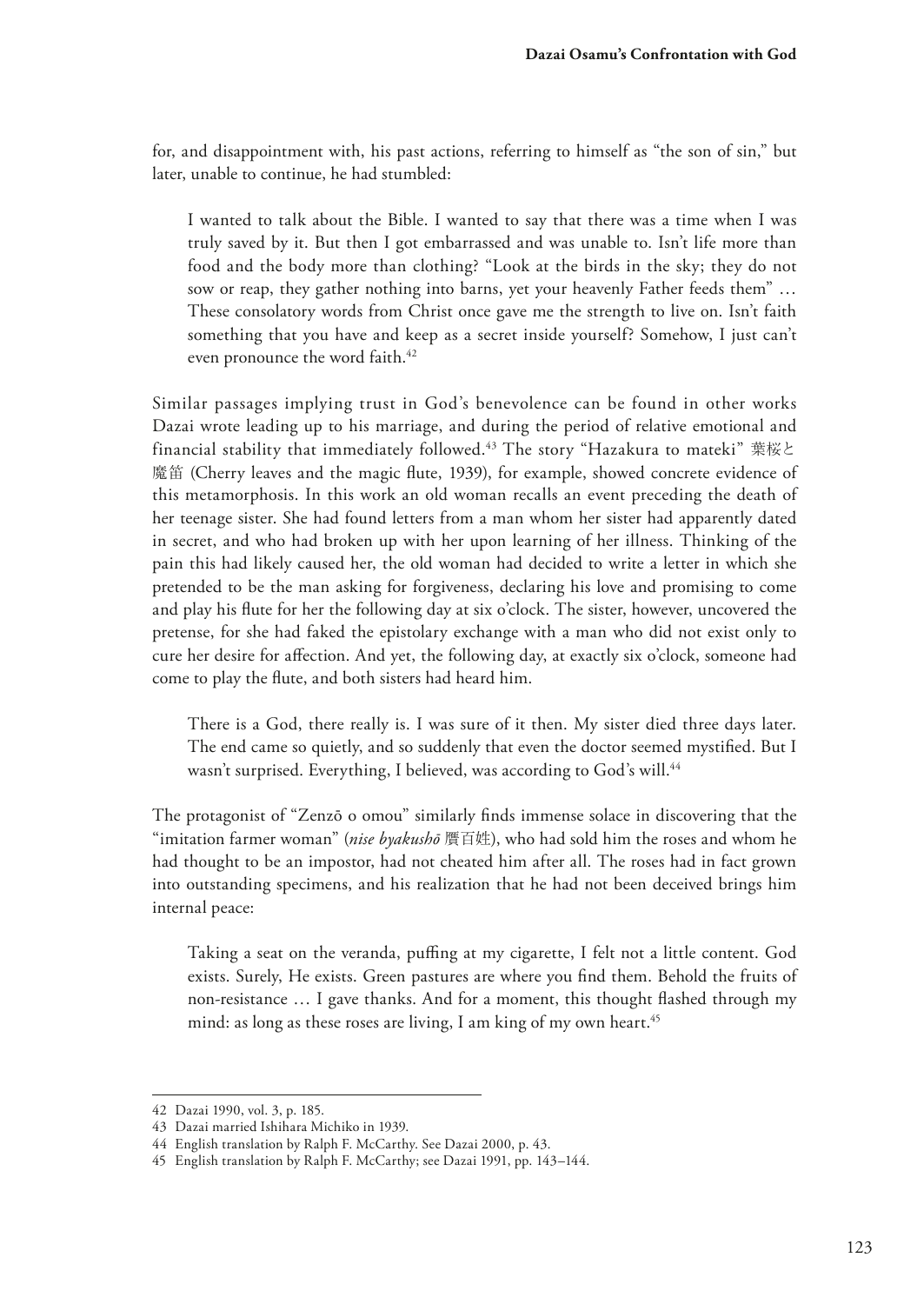for, and disappointment with, his past actions, referring to himself as "the son of sin," but later, unable to continue, he had stumbled:

> I wanted to talk about the Bible. I wanted to say that there was a time when I was truly saved by it. But then I got embarrassed and was unable to. Isn't life more than food and the body more than clothing? "Look at the birds in the sky; they do not sow or reap, they gather nothing into barns, yet your heavenly Father feeds them" … These consolatory words from Christ once gave me the strength to live on. Isn't faith something that you have and keep as a secret inside yourself? Somehow, I just can't even pronounce the word faith.[42]

Similar passages implying trust in God's benevolence can be found in other works Dazai wrote leading up to his marriage, and during the period of relative emotional and financial stability that immediately followed.[43] The story "Hazakura to mateki" 葉桜と魔笛 (Cherry leaves and the magic flute, 1939), for example, showed concrete evidence of this metamorphosis. In this work an old woman recalls an event preceding the death of her teenage sister. She had found letters from a man whom her sister had apparently dated in secret, and who had broken up with her upon learning of her illness. Thinking of the pain this had likely caused her, the old woman had decided to write a letter in which she pretended to be the man asking for forgiveness, declaring his love and promising to come and play his flute for her the following day at six o'clock. The sister, however, uncovered the pretense, for she had faked the epistolary exchange with a man who did not exist only to cure her desire for affection. And yet, the following day, at exactly six o'clock, someone had come to play the flute, and both sisters had heard him.

> There is a God, there really is. I was sure of it then. My sister died three days later. The end came so quietly, and so suddenly that even the doctor seemed mystified. But I wasn't surprised. Everything, I believed, was according to God's will.[44]

The protagonist of "Zenzō o omou" similarly finds immense solace in discovering that the "imitation farmer woman" (*nise byakushō* 贋百姓), who had sold him the roses and whom he had thought to be an impostor, had not cheated him after all. The roses had in fact grown into outstanding specimens, and his realization that he had not been deceived brings him internal peace:

> Taking a seat on the veranda, puffing at my cigarette, I felt not a little content. God exists. Surely, He exists. Green pastures are where you find them. Behold the fruits of non-resistance … I gave thanks. And for a moment, this thought flashed through my mind: as long as these roses are living, I am king of my own heart.[45]

---

42 Dazai 1990, vol. 3, p. 185.

43 Dazai married Ishihara Michiko in 1939.

44 English translation by Ralph F. McCarthy. See Dazai 2000, p. 43.

45 English translation by Ralph F. McCarthy; see Dazai 1991, pp. 143–144.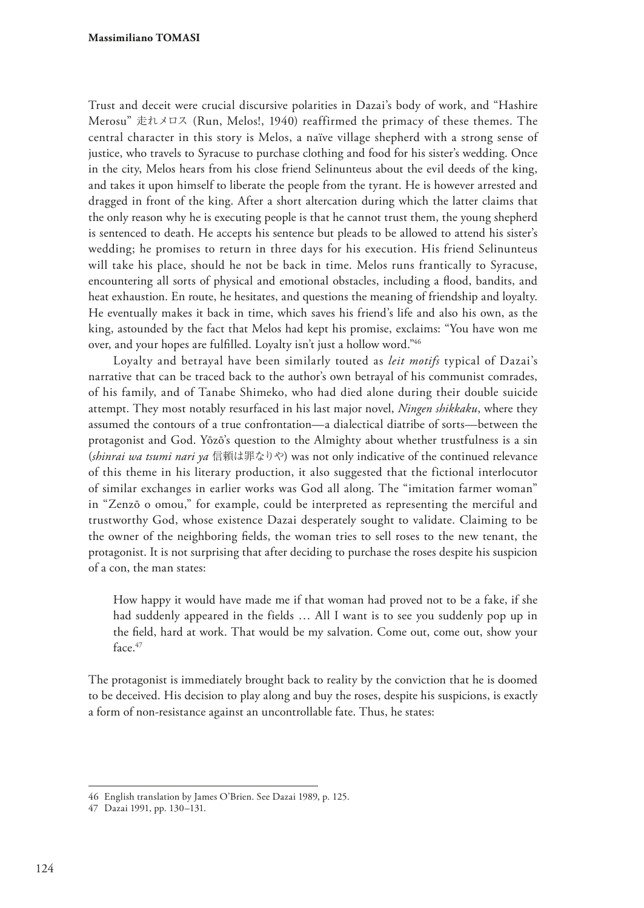Trust and deceit were crucial discursive polarities in Dazai's body of work, and "Hashire Merosu" 走れメロス (Run, Melos!, 1940) reaffirmed the primacy of these themes. The central character in this story is Melos, a naïve village shepherd with a strong sense of justice, who travels to Syracuse to purchase clothing and food for his sister's wedding. Once in the city, Melos hears from his close friend Selinunteus about the evil deeds of the king, and takes it upon himself to liberate the people from the tyrant. He is however arrested and dragged in front of the king. After a short altercation during which the latter claims that the only reason why he is executing people is that he cannot trust them, the young shepherd is sentenced to death. He accepts his sentence but pleads to be allowed to attend his sister's wedding; he promises to return in three days for his execution. His friend Selinunteus will take his place, should he not be back in time. Melos runs frantically to Syracuse, encountering all sorts of physical and emotional obstacles, including a flood, bandits, and heat exhaustion. En route, he hesitates, and questions the meaning of friendship and loyalty. He eventually makes it back in time, which saves his friend's life and also his own, as the king, astounded by the fact that Melos had kept his promise, exclaims: "You have won me over, and your hopes are fulfilled. Loyalty isn't just a hollow word."[46]

Loyalty and betrayal have been similarly touted as *leit motifs* typical of Dazai's narrative that can be traced back to the author's own betrayal of his communist comrades, of his family, and of Tanabe Shimeko, who had died alone during their double suicide attempt. They most notably resurfaced in his last major novel, *Ningen shikkaku*, where they assumed the contours of a true confrontation—a dialectical diatribe of sorts—between the protagonist and God. Yōzō's question to the Almighty about whether trustfulness is a sin (*shinrai wa tsumi nari ya* 信頼は罪なりや) was not only indicative of the continued relevance of this theme in his literary production, it also suggested that the fictional interlocutor of similar exchanges in earlier works was God all along. The "imitation farmer woman" in "Zenzō o omou," for example, could be interpreted as representing the merciful and trustworthy God, whose existence Dazai desperately sought to validate. Claiming to be the owner of the neighboring fields, the woman tries to sell roses to the new tenant, the protagonist. It is not surprising that after deciding to purchase the roses despite his suspicion of a con, the man states:

> How happy it would have made me if that woman had proved not to be a fake, if she had suddenly appeared in the fields … All I want is to see you suddenly pop up in the field, hard at work. That would be my salvation. Come out, come out, show your face.[47]

The protagonist is immediately brought back to reality by the conviction that he is doomed to be deceived. His decision to play along and buy the roses, despite his suspicions, is exactly a form of non-resistance against an uncontrollable fate. Thus, he states:

---

46 English translation by James O'Brien. See Dazai 1989, p. 125.

47 Dazai 1991, pp. 130–131.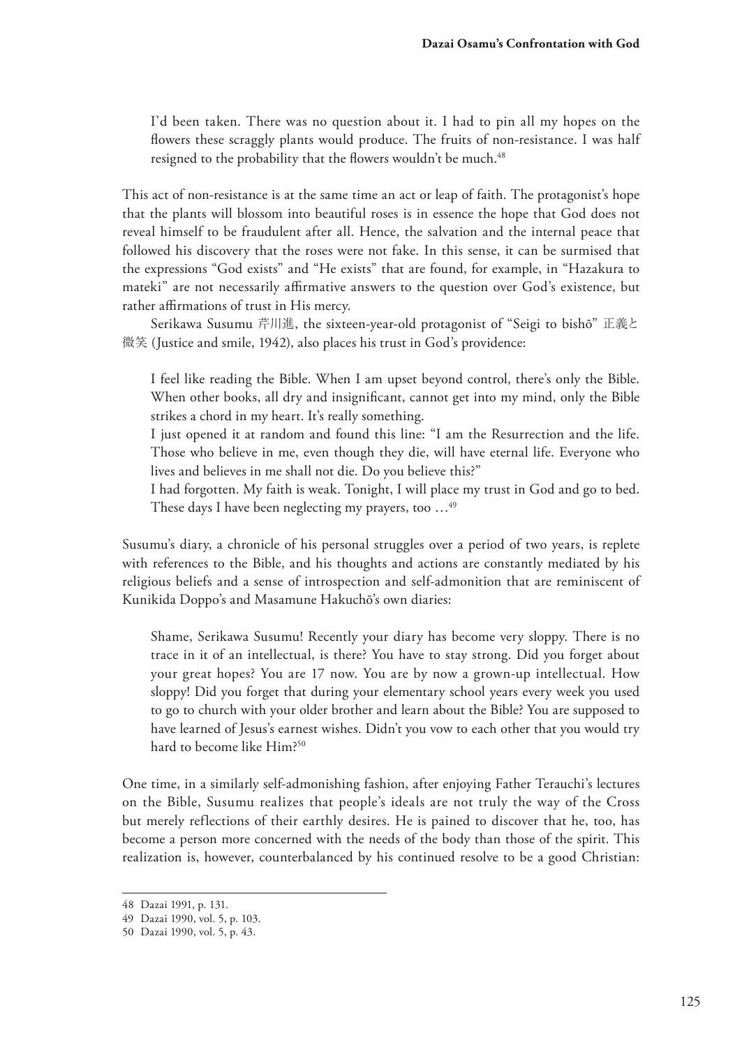> I'd been taken. There was no question about it. I had to pin all my hopes on the flowers these scraggly plants would produce. The fruits of non-resistance. I was half resigned to the probability that the flowers wouldn't be much.[48]

This act of non-resistance is at the same time an act or leap of faith. The protagonist's hope that the plants will blossom into beautiful roses is in essence the hope that God does not reveal himself to be fraudulent after all. Hence, the salvation and the internal peace that followed his discovery that the roses were not fake. In this sense, it can be surmised that the expressions "God exists" and "He exists" that are found, for example, in "Hazakura to mateki" are not necessarily affirmative answers to the question over God's existence, but rather affirmations of trust in His mercy.

Serikawa Susumu 芹川進, the sixteen-year-old protagonist of "Seigi to bishō" 正義と微笑 (Justice and smile, 1942), also places his trust in God's providence:

> I feel like reading the Bible. When I am upset beyond control, there's only the Bible. When other books, all dry and insignificant, cannot get into my mind, only the Bible strikes a chord in my heart. It's really something.
>
> I just opened it at random and found this line: "I am the Resurrection and the life. Those who believe in me, even though they die, will have eternal life. Everyone who lives and believes in me shall not die. Do you believe this?"
>
> I had forgotten. My faith is weak. Tonight, I will place my trust in God and go to bed. These days I have been neglecting my prayers, too …[49]

Susumu's diary, a chronicle of his personal struggles over a period of two years, is replete with references to the Bible, and his thoughts and actions are constantly mediated by his religious beliefs and a sense of introspection and self-admonition that are reminiscent of Kunikida Doppo's and Masamune Hakuchō's own diaries:

> Shame, Serikawa Susumu! Recently your diary has become very sloppy. There is no trace in it of an intellectual, is there? You have to stay strong. Did you forget about your great hopes? You are 17 now. You are by now a grown-up intellectual. How sloppy! Did you forget that during your elementary school years every week you used to go to church with your older brother and learn about the Bible? You are supposed to have learned of Jesus's earnest wishes. Didn't you vow to each other that you would try hard to become like Him?[50]

One time, in a similarly self-admonishing fashion, after enjoying Father Terauchi's lectures on the Bible, Susumu realizes that people's ideals are not truly the way of the Cross but merely reflections of their earthly desires. He is pained to discover that he, too, has become a person more concerned with the needs of the body than those of the spirit. This realization is, however, counterbalanced by his continued resolve to be a good Christian:

---

48 Dazai 1991, p. 131.

49 Dazai 1990, vol. 5, p. 103.

50 Dazai 1990, vol. 5, p. 43.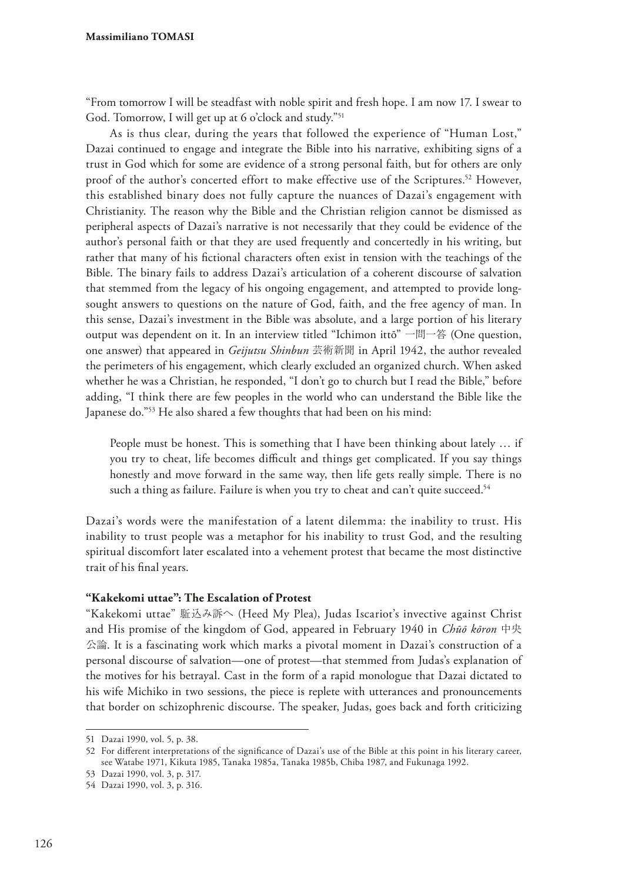"From tomorrow I will be steadfast with noble spirit and fresh hope. I am now 17. I swear to God. Tomorrow, I will get up at 6 o'clock and study."[51]

As is thus clear, during the years that followed the experience of "Human Lost," Dazai continued to engage and integrate the Bible into his narrative, exhibiting signs of a trust in God which for some are evidence of a strong personal faith, but for others are only proof of the author's concerted effort to make effective use of the Scriptures.[52] However, this established binary does not fully capture the nuances of Dazai's engagement with Christianity. The reason why the Bible and the Christian religion cannot be dismissed as peripheral aspects of Dazai's narrative is not necessarily that they could be evidence of the author's personal faith or that they are used frequently and concertedly in his writing, but rather that many of his fictional characters often exist in tension with the teachings of the Bible. The binary fails to address Dazai's articulation of a coherent discourse of salvation that stemmed from the legacy of his ongoing engagement, and attempted to provide long-sought answers to questions on the nature of God, faith, and the free agency of man. In this sense, Dazai's investment in the Bible was absolute, and a large portion of his literary output was dependent on it. In an interview titled "Ichimon ittō" 一問一答 (One question, one answer) that appeared in *Geijutsu Shinbun* 芸術新聞 in April 1942, the author revealed the perimeters of his engagement, which clearly excluded an organized church. When asked whether he was a Christian, he responded, "I don't go to church but I read the Bible," before adding, "I think there are few peoples in the world who can understand the Bible like the Japanese do."[53] He also shared a few thoughts that had been on his mind:

> People must be honest. This is something that I have been thinking about lately … if you try to cheat, life becomes difficult and things get complicated. If you say things honestly and move forward in the same way, then life gets really simple. There is no such a thing as failure. Failure is when you try to cheat and can't quite succeed.[54]

Dazai's words were the manifestation of a latent dilemma: the inability to trust. His inability to trust people was a metaphor for his inability to trust God, and the resulting spiritual discomfort later escalated into a vehement protest that became the most distinctive trait of his final years.

### "Kakekomi uttae": The Escalation of Protest

"Kakekomi uttae" 駈込み訴へ (Heed My Plea), Judas Iscariot's invective against Christ and His promise of the kingdom of God, appeared in February 1940 in *Chūō kōron* 中央公論. It is a fascinating work which marks a pivotal moment in Dazai's construction of a personal discourse of salvation—one of protest—that stemmed from Judas's explanation of the motives for his betrayal. Cast in the form of a rapid monologue that Dazai dictated to his wife Michiko in two sessions, the piece is replete with utterances and pronouncements that border on schizophrenic discourse. The speaker, Judas, goes back and forth criticizing

---

51 Dazai 1990, vol. 5, p. 38.

52 For different interpretations of the significance of Dazai's use of the Bible at this point in his literary career, see Watabe 1971, Kikuta 1985, Tanaka 1985a, Tanaka 1985b, Chiba 1987, and Fukunaga 1992.

53 Dazai 1990, vol. 3, p. 317.

54 Dazai 1990, vol. 3, p. 316.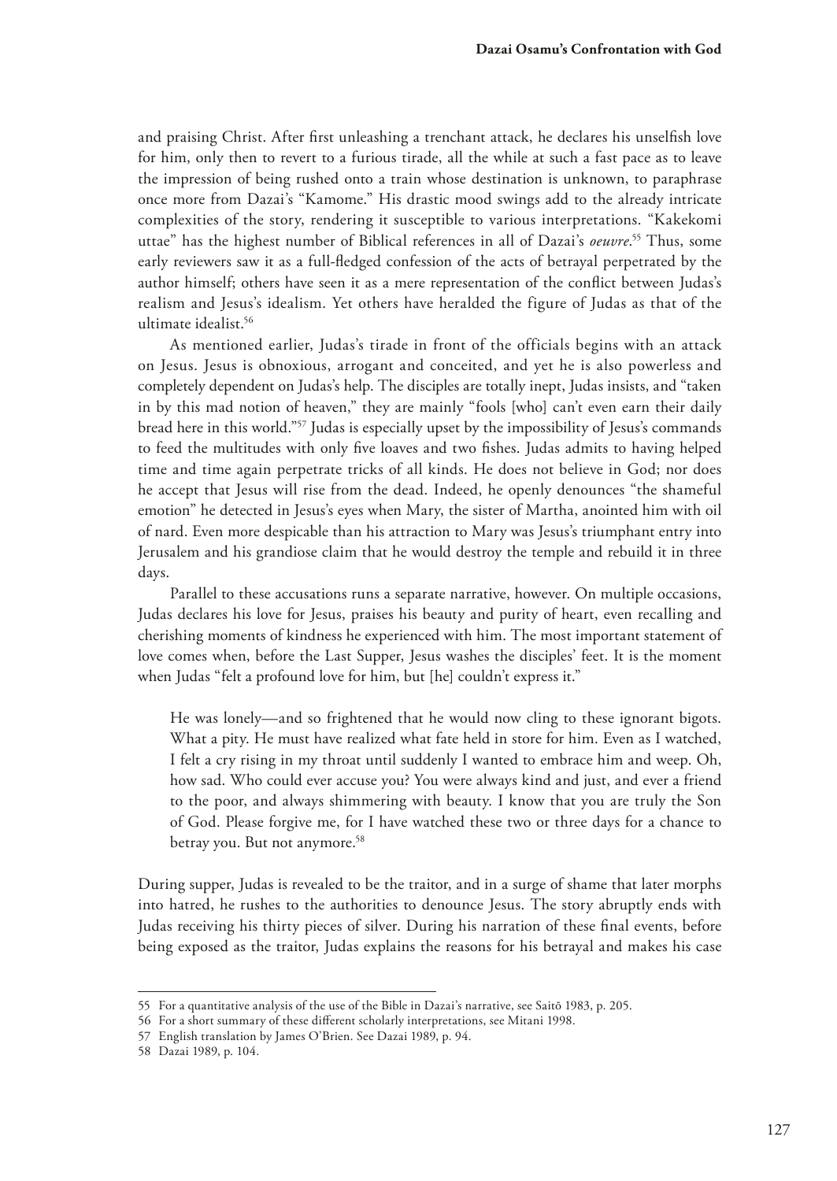and praising Christ. After first unleashing a trenchant attack, he declares his unselfish love for him, only then to revert to a furious tirade, all the while at such a fast pace as to leave the impression of being rushed onto a train whose destination is unknown, to paraphrase once more from Dazai's "Kamome." His drastic mood swings add to the already intricate complexities of the story, rendering it susceptible to various interpretations. "Kakekomi uttae" has the highest number of Biblical references in all of Dazai's *oeuvre*.[55] Thus, some early reviewers saw it as a full-fledged confession of the acts of betrayal perpetrated by the author himself; others have seen it as a mere representation of the conflict between Judas's realism and Jesus's idealism. Yet others have heralded the figure of Judas as that of the ultimate idealist.[56]

As mentioned earlier, Judas's tirade in front of the officials begins with an attack on Jesus. Jesus is obnoxious, arrogant and conceited, and yet he is also powerless and completely dependent on Judas's help. The disciples are totally inept, Judas insists, and "taken in by this mad notion of heaven," they are mainly "fools [who] can't even earn their daily bread here in this world."[57] Judas is especially upset by the impossibility of Jesus's commands to feed the multitudes with only five loaves and two fishes. Judas admits to having helped time and time again perpetrate tricks of all kinds. He does not believe in God; nor does he accept that Jesus will rise from the dead. Indeed, he openly denounces "the shameful emotion" he detected in Jesus's eyes when Mary, the sister of Martha, anointed him with oil of nard. Even more despicable than his attraction to Mary was Jesus's triumphant entry into Jerusalem and his grandiose claim that he would destroy the temple and rebuild it in three days.

Parallel to these accusations runs a separate narrative, however. On multiple occasions, Judas declares his love for Jesus, praises his beauty and purity of heart, even recalling and cherishing moments of kindness he experienced with him. The most important statement of love comes when, before the Last Supper, Jesus washes the disciples' feet. It is the moment when Judas "felt a profound love for him, but [he] couldn't express it."

> He was lonely—and so frightened that he would now cling to these ignorant bigots. What a pity. He must have realized what fate held in store for him. Even as I watched, I felt a cry rising in my throat until suddenly I wanted to embrace him and weep. Oh, how sad. Who could ever accuse you? You were always kind and just, and ever a friend to the poor, and always shimmering with beauty. I know that you are truly the Son of God. Please forgive me, for I have watched these two or three days for a chance to betray you. But not anymore.[58]

During supper, Judas is revealed to be the traitor, and in a surge of shame that later morphs into hatred, he rushes to the authorities to denounce Jesus. The story abruptly ends with Judas receiving his thirty pieces of silver. During his narration of these final events, before being exposed as the traitor, Judas explains the reasons for his betrayal and makes his case

---

55 For a quantitative analysis of the use of the Bible in Dazai's narrative, see Saitō 1983, p. 205.

56 For a short summary of these different scholarly interpretations, see Mitani 1998.

57 English translation by James O'Brien. See Dazai 1989, p. 94.

58 Dazai 1989, p. 104.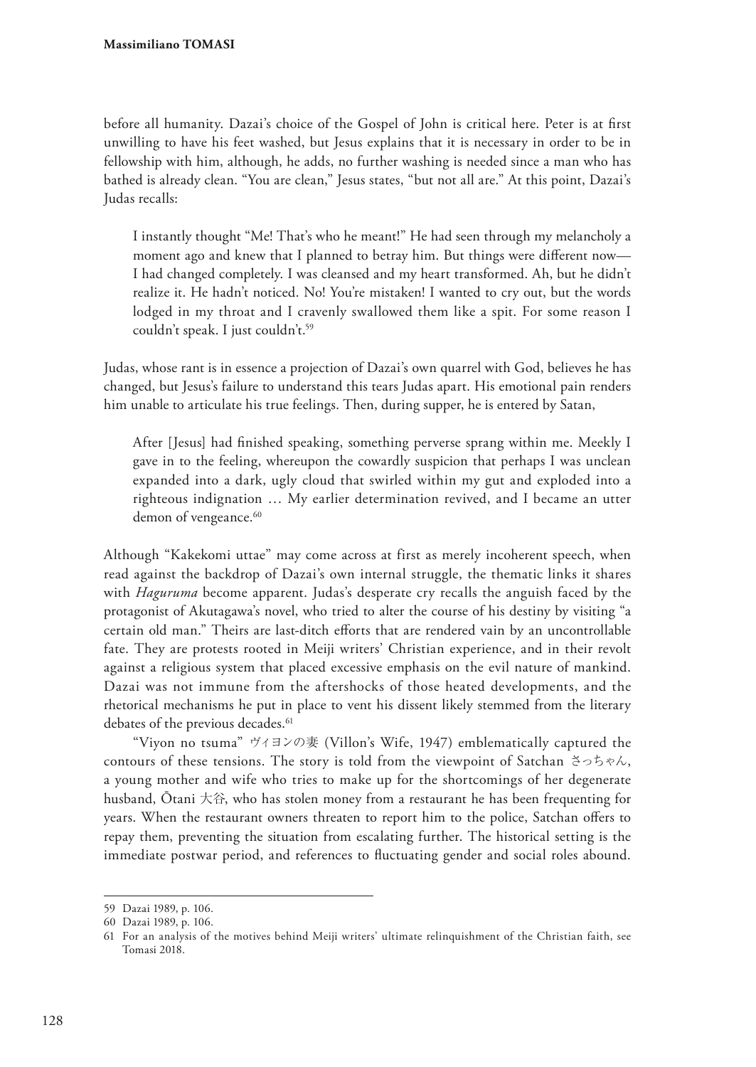before all humanity. Dazai's choice of the Gospel of John is critical here. Peter is at first unwilling to have his feet washed, but Jesus explains that it is necessary in order to be in fellowship with him, although, he adds, no further washing is needed since a man who has bathed is already clean. "You are clean," Jesus states, "but not all are." At this point, Dazai's Judas recalls:

> I instantly thought "Me! That's who he meant!" He had seen through my melancholy a moment ago and knew that I planned to betray him. But things were different now—I had changed completely. I was cleansed and my heart transformed. Ah, but he didn't realize it. He hadn't noticed. No! You're mistaken! I wanted to cry out, but the words lodged in my throat and I cravenly swallowed them like a spit. For some reason I couldn't speak. I just couldn't.[59]

Judas, whose rant is in essence a projection of Dazai's own quarrel with God, believes he has changed, but Jesus's failure to understand this tears Judas apart. His emotional pain renders him unable to articulate his true feelings. Then, during supper, he is entered by Satan,

> After [Jesus] had finished speaking, something perverse sprang within me. Meekly I gave in to the feeling, whereupon the cowardly suspicion that perhaps I was unclean expanded into a dark, ugly cloud that swirled within my gut and exploded into a righteous indignation … My earlier determination revived, and I became an utter demon of vengeance.[60]

Although "Kakekomi uttae" may come across at first as merely incoherent speech, when read against the backdrop of Dazai's own internal struggle, the thematic links it shares with *Haguruma* become apparent. Judas's desperate cry recalls the anguish faced by the protagonist of Akutagawa's novel, who tried to alter the course of his destiny by visiting "a certain old man." Theirs are last-ditch efforts that are rendered vain by an uncontrollable fate. They are protests rooted in Meiji writers' Christian experience, and in their revolt against a religious system that placed excessive emphasis on the evil nature of mankind. Dazai was not immune from the aftershocks of those heated developments, and the rhetorical mechanisms he put in place to vent his dissent likely stemmed from the literary debates of the previous decades.[61]

"Viyon no tsuma" ヴィヨンの妻 (Villon's Wife, 1947) emblematically captured the contours of these tensions. The story is told from the viewpoint of Satchan さっちゃん, a young mother and wife who tries to make up for the shortcomings of her degenerate husband, Ōtani 大谷, who has stolen money from a restaurant he has been frequenting for years. When the restaurant owners threaten to report him to the police, Satchan offers to repay them, preventing the situation from escalating further. The historical setting is the immediate postwar period, and references to fluctuating gender and social roles abound.

---

59 Dazai 1989, p. 106.

60 Dazai 1989, p. 106.

61 For an analysis of the motives behind Meiji writers' ultimate relinquishment of the Christian faith, see Tomasi 2018.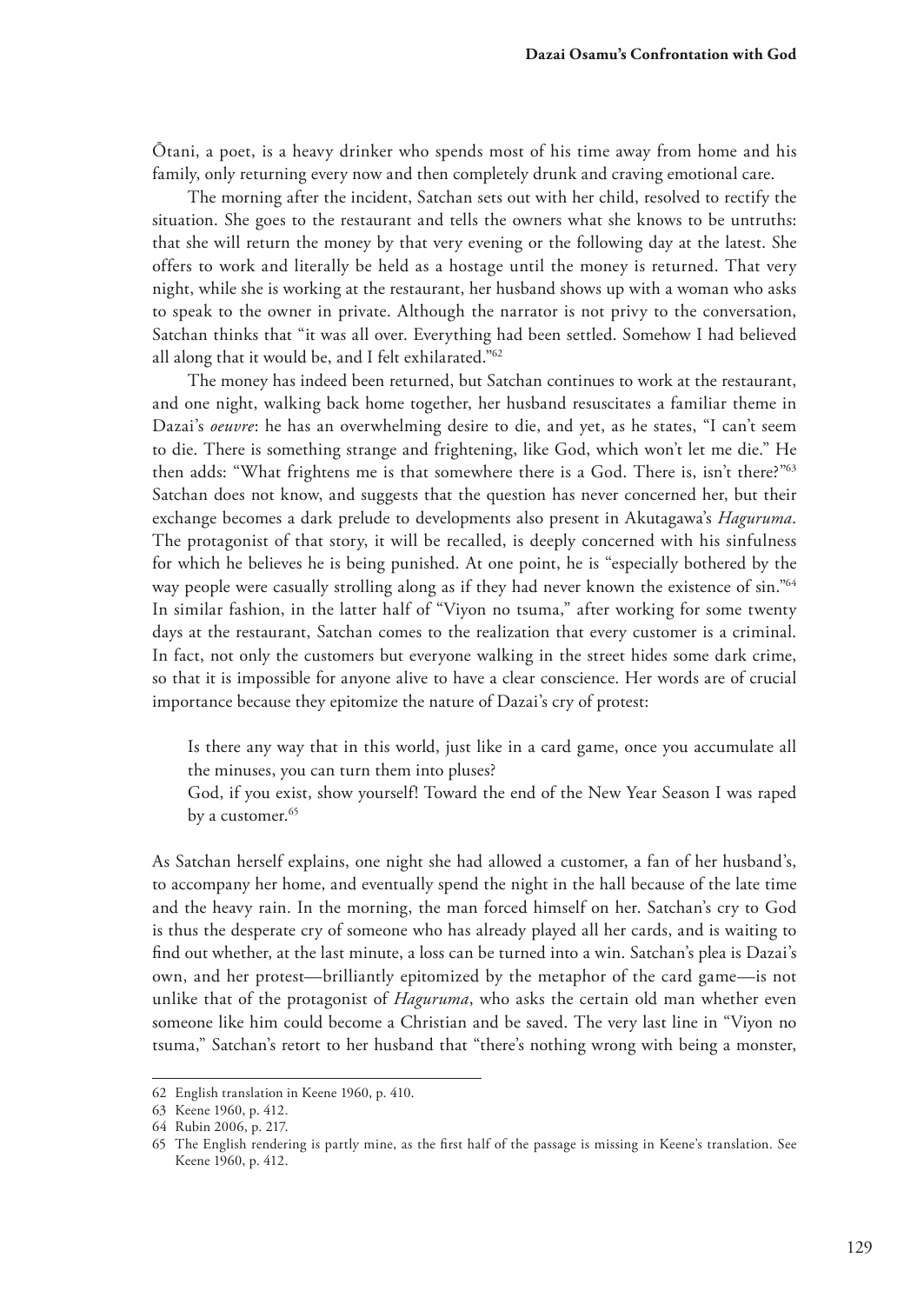Ōtani, a poet, is a heavy drinker who spends most of his time away from home and his family, only returning every now and then completely drunk and craving emotional care.

The morning after the incident, Satchan sets out with her child, resolved to rectify the situation. She goes to the restaurant and tells the owners what she knows to be untruths: that she will return the money by that very evening or the following day at the latest. She offers to work and literally be held as a hostage until the money is returned. That very night, while she is working at the restaurant, her husband shows up with a woman who asks to speak to the owner in private. Although the narrator is not privy to the conversation, Satchan thinks that "it was all over. Everything had been settled. Somehow I had believed all along that it would be, and I felt exhilarated."[62]

The money has indeed been returned, but Satchan continues to work at the restaurant, and one night, walking back home together, her husband resuscitates a familiar theme in Dazai's *oeuvre*: he has an overwhelming desire to die, and yet, as he states, "I can't seem to die. There is something strange and frightening, like God, which won't let me die." He then adds: "What frightens me is that somewhere there is a God. There is, isn't there?"[63] Satchan does not know, and suggests that the question has never concerned her, but their exchange becomes a dark prelude to developments also present in Akutagawa's *Haguruma*. The protagonist of that story, it will be recalled, is deeply concerned with his sinfulness for which he believes he is being punished. At one point, he is "especially bothered by the way people were casually strolling along as if they had never known the existence of sin."[64] In similar fashion, in the latter half of "Viyon no tsuma," after working for some twenty days at the restaurant, Satchan comes to the realization that every customer is a criminal. In fact, not only the customers but everyone walking in the street hides some dark crime, so that it is impossible for anyone alive to have a clear conscience. Her words are of crucial importance because they epitomize the nature of Dazai's cry of protest:

> Is there any way that in this world, just like in a card game, once you accumulate all the minuses, you can turn them into pluses?
>
> God, if you exist, show yourself! Toward the end of the New Year Season I was raped by a customer.[65]

As Satchan herself explains, one night she had allowed a customer, a fan of her husband's, to accompany her home, and eventually spend the night in the hall because of the late time and the heavy rain. In the morning, the man forced himself on her. Satchan's cry to God is thus the desperate cry of someone who has already played all her cards, and is waiting to find out whether, at the last minute, a loss can be turned into a win. Satchan's plea is Dazai's own, and her protest—brilliantly epitomized by the metaphor of the card game—is not unlike that of the protagonist of *Haguruma*, who asks the certain old man whether even someone like him could become a Christian and be saved. The very last line in "Viyon no tsuma," Satchan's retort to her husband that "there's nothing wrong with being a monster,

---

62 English translation in Keene 1960, p. 410.

63 Keene 1960, p. 412.

64 Rubin 2006, p. 217.

65 The English rendering is partly mine, as the first half of the passage is missing in Keene's translation. See Keene 1960, p. 412.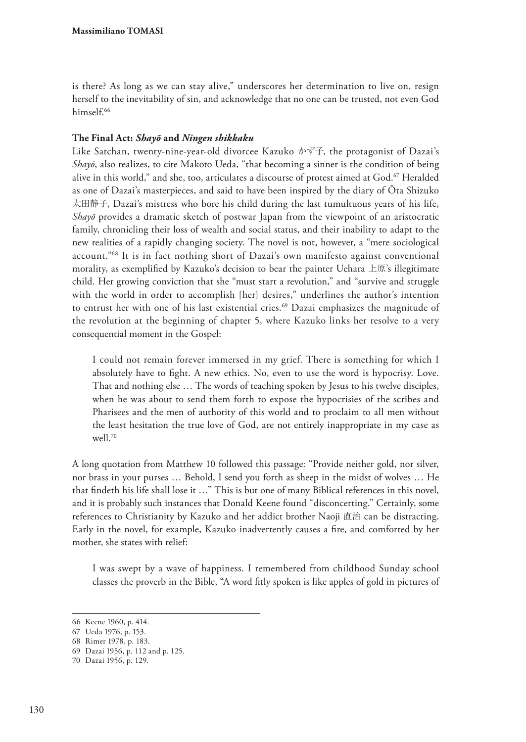is there? As long as we can stay alive," underscores her determination to live on, resign herself to the inevitability of sin, and acknowledge that no one can be trusted, not even God himself.[66]

### The Final Act: *Shayō* and *Ningen shikkaku*

Like Satchan, twenty-nine-year-old divorcee Kazuko かず子, the protagonist of Dazai's *Shayō*, also realizes, to cite Makoto Ueda, "that becoming a sinner is the condition of being alive in this world," and she, too, articulates a discourse of protest aimed at God.[67] Heralded as one of Dazai's masterpieces, and said to have been inspired by the diary of Ōta Shizuko 太田静子, Dazai's mistress who bore his child during the last tumultuous years of his life, *Shayō* provides a dramatic sketch of postwar Japan from the viewpoint of an aristocratic family, chronicling their loss of wealth and social status, and their inability to adapt to the new realities of a rapidly changing society. The novel is not, however, a "mere sociological account."[68] It is in fact nothing short of Dazai's own manifesto against conventional morality, as exemplified by Kazuko's decision to bear the painter Uehara 上原's illegitimate child. Her growing conviction that she "must start a revolution," and "survive and struggle with the world in order to accomplish [her] desires," underlines the author's intention to entrust her with one of his last existential cries.[69] Dazai emphasizes the magnitude of the revolution at the beginning of chapter 5, where Kazuko links her resolve to a very consequential moment in the Gospel:

> I could not remain forever immersed in my grief. There is something for which I absolutely have to fight. A new ethics. No, even to use the word is hypocrisy. Love. That and nothing else … The words of teaching spoken by Jesus to his twelve disciples, when he was about to send them forth to expose the hypocrisies of the scribes and Pharisees and the men of authority of this world and to proclaim to all men without the least hesitation the true love of God, are not entirely inappropriate in my case as well.[70]

A long quotation from Matthew 10 followed this passage: "Provide neither gold, nor silver, nor brass in your purses … Behold, I send you forth as sheep in the midst of wolves … He that findeth his life shall lose it …" This is but one of many Biblical references in this novel, and it is probably such instances that Donald Keene found "disconcerting." Certainly, some references to Christianity by Kazuko and her addict brother Naoji 直治 can be distracting. Early in the novel, for example, Kazuko inadvertently causes a fire, and comforted by her mother, she states with relief:

> I was swept by a wave of happiness. I remembered from childhood Sunday school classes the proverb in the Bible, "A word fitly spoken is like apples of gold in pictures of

---

66 Keene 1960, p. 414.

67 Ueda 1976, p. 153.

68 Rimer 1978, p. 183.

69 Dazai 1956, p. 112 and p. 125.

70 Dazai 1956, p. 129.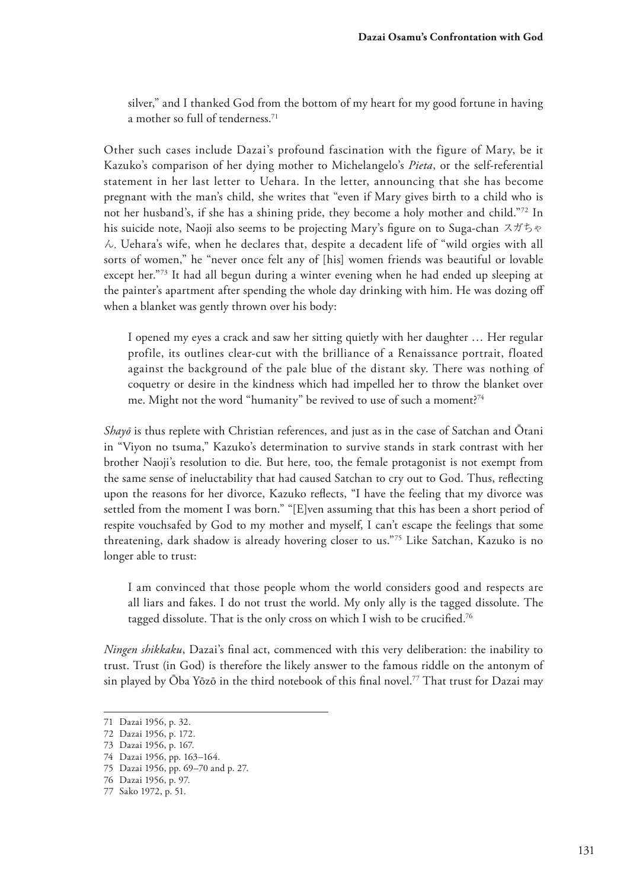silver," and I thanked God from the bottom of my heart for my good fortune in having a mother so full of tenderness.[71]

Other such cases include Dazai's profound fascination with the figure of Mary, be it Kazuko's comparison of her dying mother to Michelangelo's *Pieta*, or the self-referential statement in her last letter to Uehara. In the letter, announcing that she has become pregnant with the man's child, she writes that "even if Mary gives birth to a child who is not her husband's, if she has a shining pride, they become a holy mother and child."[72] In his suicide note, Naoji also seems to be projecting Mary's figure on to Suga-chan スガちゃん, Uehara's wife, when he declares that, despite a decadent life of "wild orgies with all sorts of women," he "never once felt any of [his] women friends was beautiful or lovable except her."[73] It had all begun during a winter evening when he had ended up sleeping at the painter's apartment after spending the whole day drinking with him. He was dozing off when a blanket was gently thrown over his body:

> I opened my eyes a crack and saw her sitting quietly with her daughter … Her regular profile, its outlines clear-cut with the brilliance of a Renaissance portrait, floated against the background of the pale blue of the distant sky. There was nothing of coquetry or desire in the kindness which had impelled her to throw the blanket over me. Might not the word "humanity" be revived to use of such a moment?[74]

*Shayō* is thus replete with Christian references, and just as in the case of Satchan and Ōtani in "Viyon no tsuma," Kazuko's determination to survive stands in stark contrast with her brother Naoji's resolution to die. But here, too, the female protagonist is not exempt from the same sense of ineluctability that had caused Satchan to cry out to God. Thus, reflecting upon the reasons for her divorce, Kazuko reflects, "I have the feeling that my divorce was settled from the moment I was born." "[E]ven assuming that this has been a short period of respite vouchsafed by God to my mother and myself, I can't escape the feelings that some threatening, dark shadow is already hovering closer to us."[75] Like Satchan, Kazuko is no longer able to trust:

> I am convinced that those people whom the world considers good and respects are all liars and fakes. I do not trust the world. My only ally is the tagged dissolute. The tagged dissolute. That is the only cross on which I wish to be crucified.[76]

*Ningen shikkaku*, Dazai's final act, commenced with this very deliberation: the inability to trust. Trust (in God) is therefore the likely answer to the famous riddle on the antonym of sin played by Ōba Yōzō in the third notebook of this final novel.[77] That trust for Dazai may

---

71 Dazai 1956, p. 32.

72 Dazai 1956, p. 172.

73 Dazai 1956, p. 167.

74 Dazai 1956, pp. 163–164.

75 Dazai 1956, pp. 69–70 and p. 27.

76 Dazai 1956, p. 97.

77 Sako 1972, p. 51.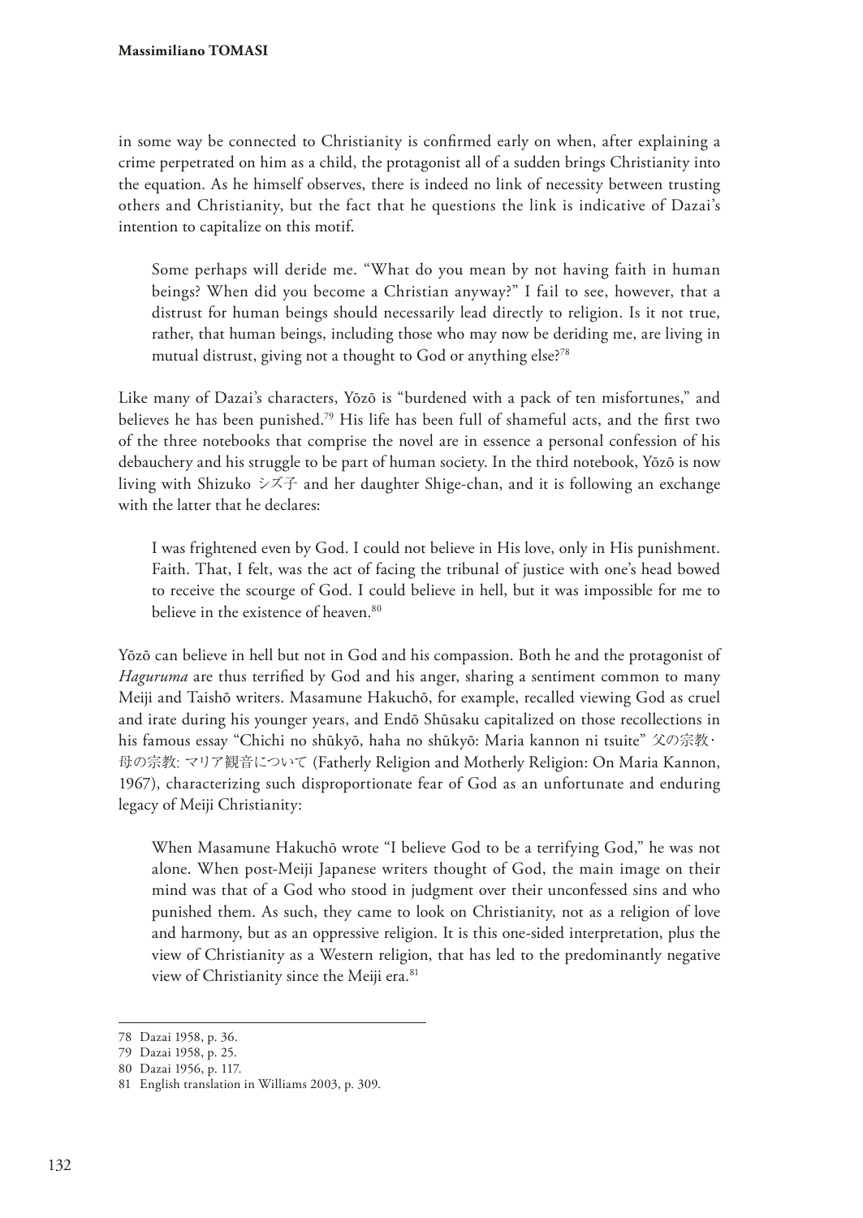in some way be connected to Christianity is confirmed early on when, after explaining a crime perpetrated on him as a child, the protagonist all of a sudden brings Christianity into the equation. As he himself observes, there is indeed no link of necessity between trusting others and Christianity, but the fact that he questions the link is indicative of Dazai's intention to capitalize on this motif.

> Some perhaps will deride me. "What do you mean by not having faith in human beings? When did you become a Christian anyway?" I fail to see, however, that a distrust for human beings should necessarily lead directly to religion. Is it not true, rather, that human beings, including those who may now be deriding me, are living in mutual distrust, giving not a thought to God or anything else?[78]

Like many of Dazai's characters, Yōzō is "burdened with a pack of ten misfortunes," and believes he has been punished.[79] His life has been full of shameful acts, and the first two of the three notebooks that comprise the novel are in essence a personal confession of his debauchery and his struggle to be part of human society. In the third notebook, Yōzō is now living with Shizuko シズ子 and her daughter Shige-chan, and it is following an exchange with the latter that he declares:

> I was frightened even by God. I could not believe in His love, only in His punishment. Faith. That, I felt, was the act of facing the tribunal of justice with one's head bowed to receive the scourge of God. I could believe in hell, but it was impossible for me to believe in the existence of heaven.[80]

Yōzō can believe in hell but not in God and his compassion. Both he and the protagonist of *Haguruma* are thus terrified by God and his anger, sharing a sentiment common to many Meiji and Taishō writers. Masamune Hakuchō, for example, recalled viewing God as cruel and irate during his younger years, and Endō Shūsaku capitalized on those recollections in his famous essay "Chichi no shūkyō, haha no shūkyō: Maria kannon ni tsuite" 父の宗教・母の宗教: マリア観音について (Fatherly Religion and Motherly Religion: On Maria Kannon, 1967), characterizing such disproportionate fear of God as an unfortunate and enduring legacy of Meiji Christianity:

> When Masamune Hakuchō wrote "I believe God to be a terrifying God," he was not alone. When post-Meiji Japanese writers thought of God, the main image on their mind was that of a God who stood in judgment over their unconfessed sins and who punished them. As such, they came to look on Christianity, not as a religion of love and harmony, but as an oppressive religion. It is this one-sided interpretation, plus the view of Christianity as a Western religion, that has led to the predominantly negative view of Christianity since the Meiji era.[81]

---

78 Dazai 1958, p. 36.

79 Dazai 1958, p. 25.

80 Dazai 1956, p. 117.

81 English translation in Williams 2003, p. 309.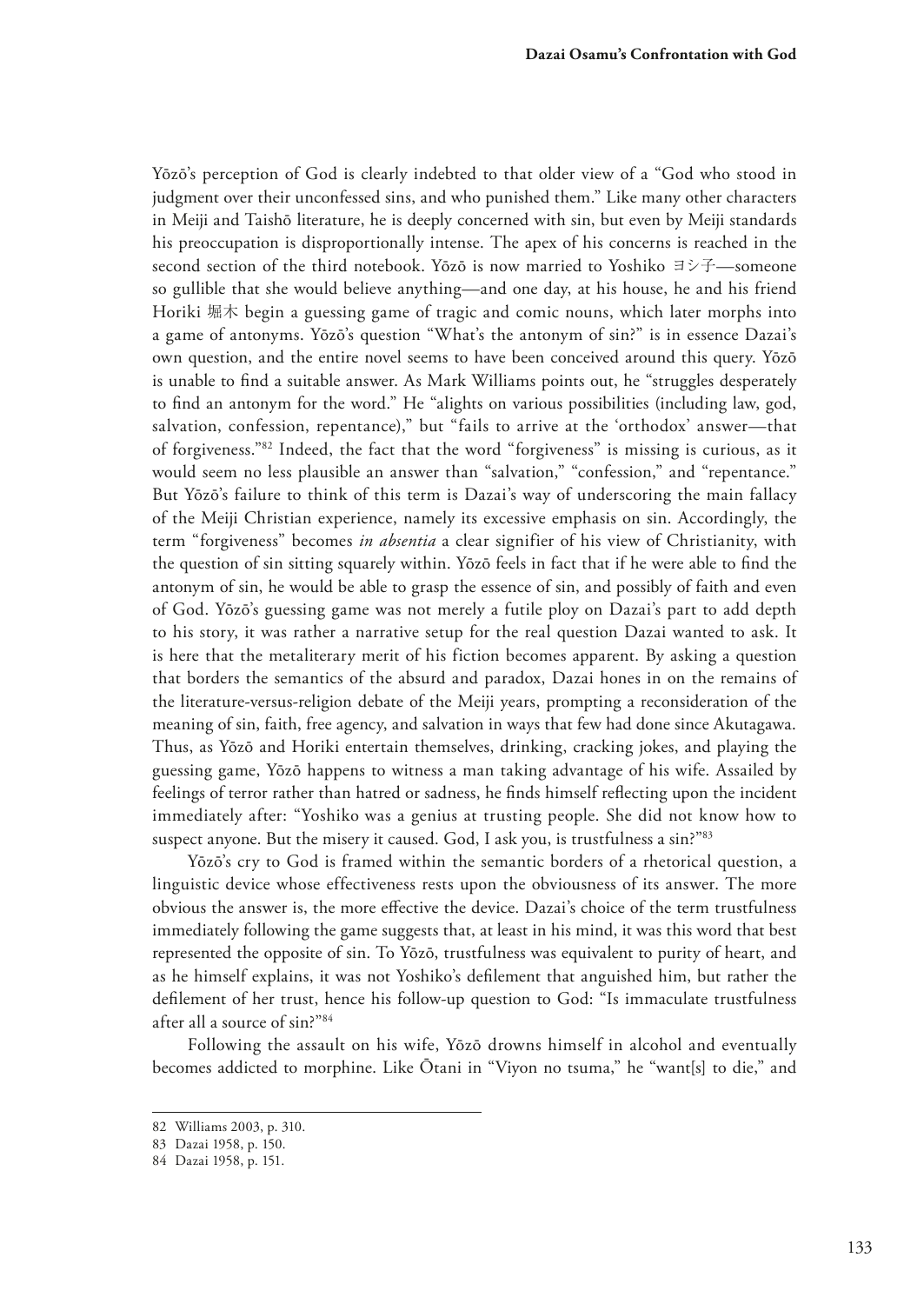Yōzō's perception of God is clearly indebted to that older view of a "God who stood in judgment over their unconfessed sins, and who punished them." Like many other characters in Meiji and Taishō literature, he is deeply concerned with sin, but even by Meiji standards his preoccupation is disproportionally intense. The apex of his concerns is reached in the second section of the third notebook. Yōzō is now married to Yoshiko ヨシ子—someone so gullible that she would believe anything—and one day, at his house, he and his friend Horiki 堀木 begin a guessing game of tragic and comic nouns, which later morphs into a game of antonyms. Yōzō's question "What's the antonym of sin?" is in essence Dazai's own question, and the entire novel seems to have been conceived around this query. Yōzō is unable to find a suitable answer. As Mark Williams points out, he "struggles desperately to find an antonym for the word." He "alights on various possibilities (including law, god, salvation, confession, repentance)," but "fails to arrive at the 'orthodox' answer—that of forgiveness."[82] Indeed, the fact that the word "forgiveness" is missing is curious, as it would seem no less plausible an answer than "salvation," "confession," and "repentance." But Yōzō's failure to think of this term is Dazai's way of underscoring the main fallacy of the Meiji Christian experience, namely its excessive emphasis on sin. Accordingly, the term "forgiveness" becomes *in absentia* a clear signifier of his view of Christianity, with the question of sin sitting squarely within. Yōzō feels in fact that if he were able to find the antonym of sin, he would be able to grasp the essence of sin, and possibly of faith and even of God. Yōzō's guessing game was not merely a futile ploy on Dazai's part to add depth to his story, it was rather a narrative setup for the real question Dazai wanted to ask. It is here that the metaliterary merit of his fiction becomes apparent. By asking a question that borders the semantics of the absurd and paradox, Dazai hones in on the remains of the literature-versus-religion debate of the Meiji years, prompting a reconsideration of the meaning of sin, faith, free agency, and salvation in ways that few had done since Akutagawa. Thus, as Yōzō and Horiki entertain themselves, drinking, cracking jokes, and playing the guessing game, Yōzō happens to witness a man taking advantage of his wife. Assailed by feelings of terror rather than hatred or sadness, he finds himself reflecting upon the incident immediately after: "Yoshiko was a genius at trusting people. She did not know how to suspect anyone. But the misery it caused. God, I ask you, is trustfulness a sin?"[83]

Yōzō's cry to God is framed within the semantic borders of a rhetorical question, a linguistic device whose effectiveness rests upon the obviousness of its answer. The more obvious the answer is, the more effective the device. Dazai's choice of the term trustfulness immediately following the game suggests that, at least in his mind, it was this word that best represented the opposite of sin. To Yōzō, trustfulness was equivalent to purity of heart, and as he himself explains, it was not Yoshiko's defilement that anguished him, but rather the defilement of her trust, hence his follow-up question to God: "Is immaculate trustfulness after all a source of sin?"[84]

Following the assault on his wife, Yōzō drowns himself in alcohol and eventually becomes addicted to morphine. Like Ōtani in "Viyon no tsuma," he "want[s] to die," and

---

82 Williams 2003, p. 310.

83 Dazai 1958, p. 150.

84 Dazai 1958, p. 151.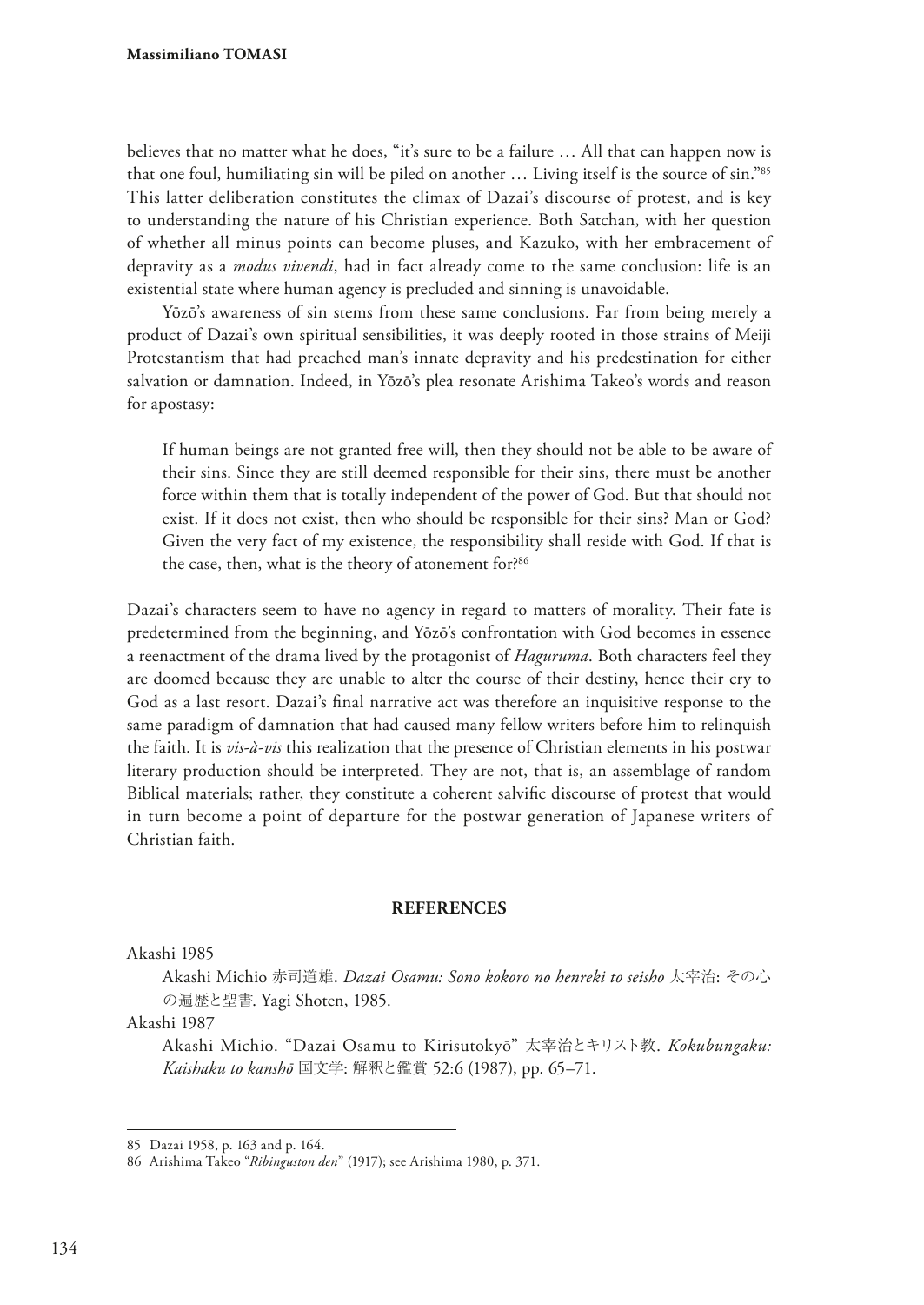believes that no matter what he does, "it's sure to be a failure … All that can happen now is that one foul, humiliating sin will be piled on another … Living itself is the source of sin."[85] This latter deliberation constitutes the climax of Dazai's discourse of protest, and is key to understanding the nature of his Christian experience. Both Satchan, with her question of whether all minus points can become pluses, and Kazuko, with her embracement of depravity as a *modus vivendi*, had in fact already come to the same conclusion: life is an existential state where human agency is precluded and sinning is unavoidable.

Yōzō's awareness of sin stems from these same conclusions. Far from being merely a product of Dazai's own spiritual sensibilities, it was deeply rooted in those strains of Meiji Protestantism that had preached man's innate depravity and his predestination for either salvation or damnation. Indeed, in Yōzō's plea resonate Arishima Takeo's words and reason for apostasy:

> If human beings are not granted free will, then they should not be able to be aware of their sins. Since they are still deemed responsible for their sins, there must be another force within them that is totally independent of the power of God. But that should not exist. If it does not exist, then who should be responsible for their sins? Man or God? Given the very fact of my existence, the responsibility shall reside with God. If that is the case, then, what is the theory of atonement for?[86]

Dazai's characters seem to have no agency in regard to matters of morality. Their fate is predetermined from the beginning, and Yōzō's confrontation with God becomes in essence a reenactment of the drama lived by the protagonist of *Haguruma*. Both characters feel they are doomed because they are unable to alter the course of their destiny, hence their cry to God as a last resort. Dazai's final narrative act was therefore an inquisitive response to the same paradigm of damnation that had caused many fellow writers before him to relinquish the faith. It is *vis-à-vis* this realization that the presence of Christian elements in his postwar literary production should be interpreted. They are not, that is, an assemblage of random Biblical materials; rather, they constitute a coherent salvific discourse of protest that would in turn become a point of departure for the postwar generation of Japanese writers of Christian faith.

## REFERENCES

Akashi 1985

Akashi Michio 赤司道雄. *Dazai Osamu: Sono kokoro no henreki to seisho* 太宰治: その心の遍歴と聖書. Yagi Shoten, 1985.

Akashi 1987

Akashi Michio. "Dazai Osamu to Kirisutokyō" 太宰治とキリスト教. *Kokubungaku: Kaishaku to kanshō* 国文学: 解釈と鑑賞 52:6 (1987), pp. 65–71.

---

85 Dazai 1958, p. 163 and p. 164.

86 Arishima Takeo "*Ribinguston den*" (1917); see Arishima 1980, p. 371.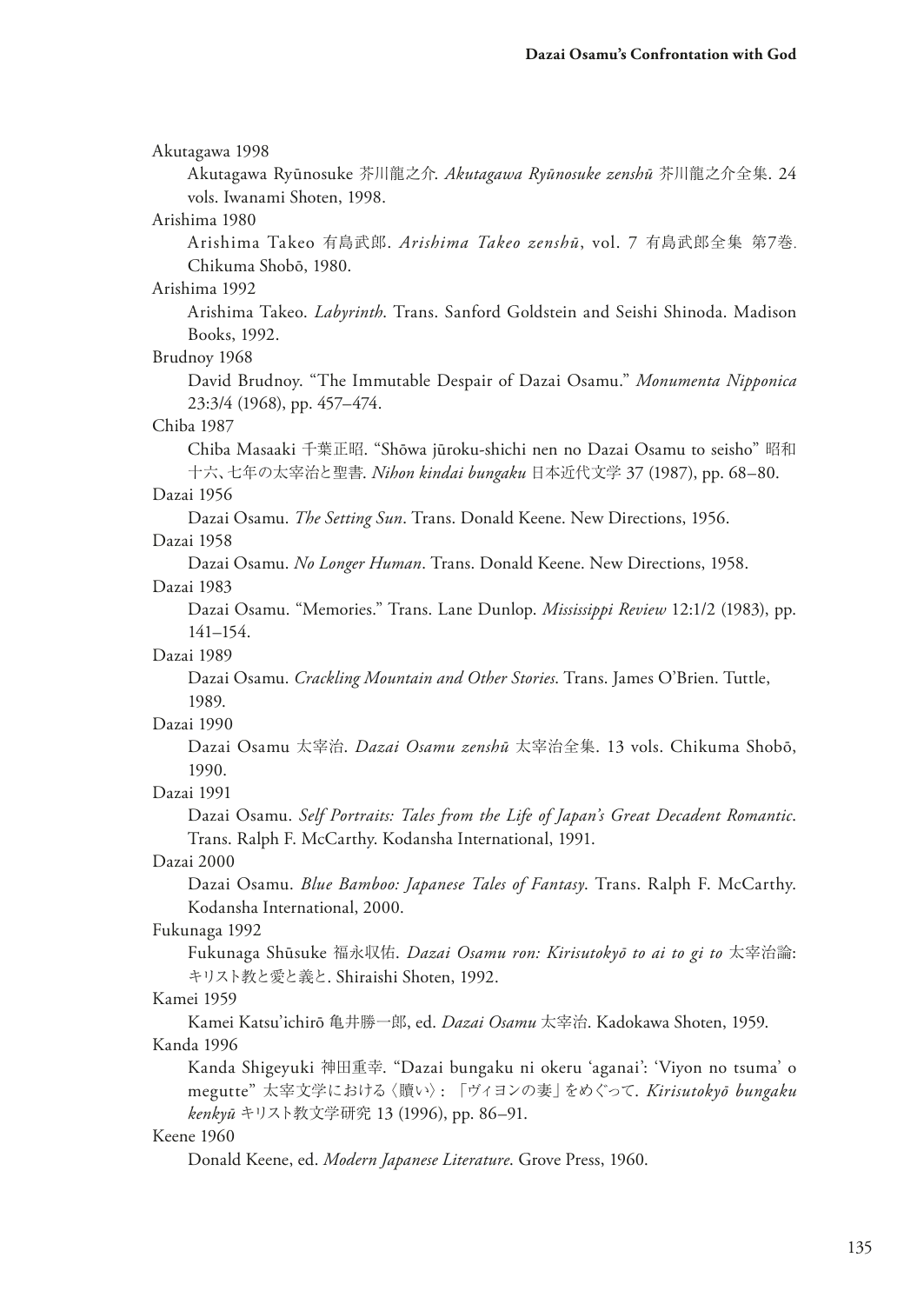Akutagawa 1998

Akutagawa Ryūnosuke 芥川龍之介. *Akutagawa Ryūnosuke zenshū* 芥川龍之介全集. 24 vols. Iwanami Shoten, 1998.

Arishima 1980

Arishima Takeo 有島武郎. *Arishima Takeo zenshū*, vol. 7 有島武郎全集 第7巻. Chikuma Shobō, 1980.

Arishima 1992

Arishima Takeo. *Labyrinth*. Trans. Sanford Goldstein and Seishi Shinoda. Madison Books, 1992.

Brudnoy 1968

David Brudnoy. "The Immutable Despair of Dazai Osamu." *Monumenta Nipponica* 23:3/4 (1968), pp. 457–474.

Chiba 1987

Chiba Masaaki 千葉正昭. "Shōwa jūroku-shichi nen no Dazai Osamu to seisho" 昭和十六、七年の太宰治と聖書. *Nihon kindai bungaku* 日本近代文学 37 (1987), pp. 68–80.

Dazai 1956

Dazai Osamu. *The Setting Sun*. Trans. Donald Keene. New Directions, 1956.

Dazai 1958

Dazai Osamu. *No Longer Human*. Trans. Donald Keene. New Directions, 1958.

Dazai 1983

Dazai Osamu. "Memories." Trans. Lane Dunlop. *Mississippi Review* 12:1/2 (1983), pp. 141–154.

Dazai 1989

Dazai Osamu. *Crackling Mountain and Other Stories*. Trans. James O'Brien. Tuttle, 1989.

Dazai 1990

Dazai Osamu 太宰治. *Dazai Osamu zenshū* 太宰治全集. 13 vols. Chikuma Shobō, 1990.

Dazai 1991

Dazai Osamu. *Self Portraits: Tales from the Life of Japan's Great Decadent Romantic*. Trans. Ralph F. McCarthy. Kodansha International, 1991.

Dazai 2000

Dazai Osamu. *Blue Bamboo: Japanese Tales of Fantasy*. Trans. Ralph F. McCarthy. Kodansha International, 2000.

Fukunaga 1992

Fukunaga Shūsuke 福永収佑. *Dazai Osamu ron: Kirisutokyō to ai to gi to* 太宰治論: キリスト教と愛と義と. Shiraishi Shoten, 1992.

Kamei 1959

Kamei Katsu'ichirō 亀井勝一郎, ed. *Dazai Osamu* 太宰治. Kadokawa Shoten, 1959.

Kanda 1996

Kanda Shigeyuki 神田重幸. "Dazai bungaku ni okeru 'aganai': 'Viyon no tsuma' o megutte" 太宰文学における〈贖い〉: 「ヴィヨンの妻」をめぐって. *Kirisutokyō bungaku kenkyū* キリスト教文学研究 13 (1996), pp. 86–91.

Keene 1960

Donald Keene, ed. *Modern Japanese Literature*. Grove Press, 1960.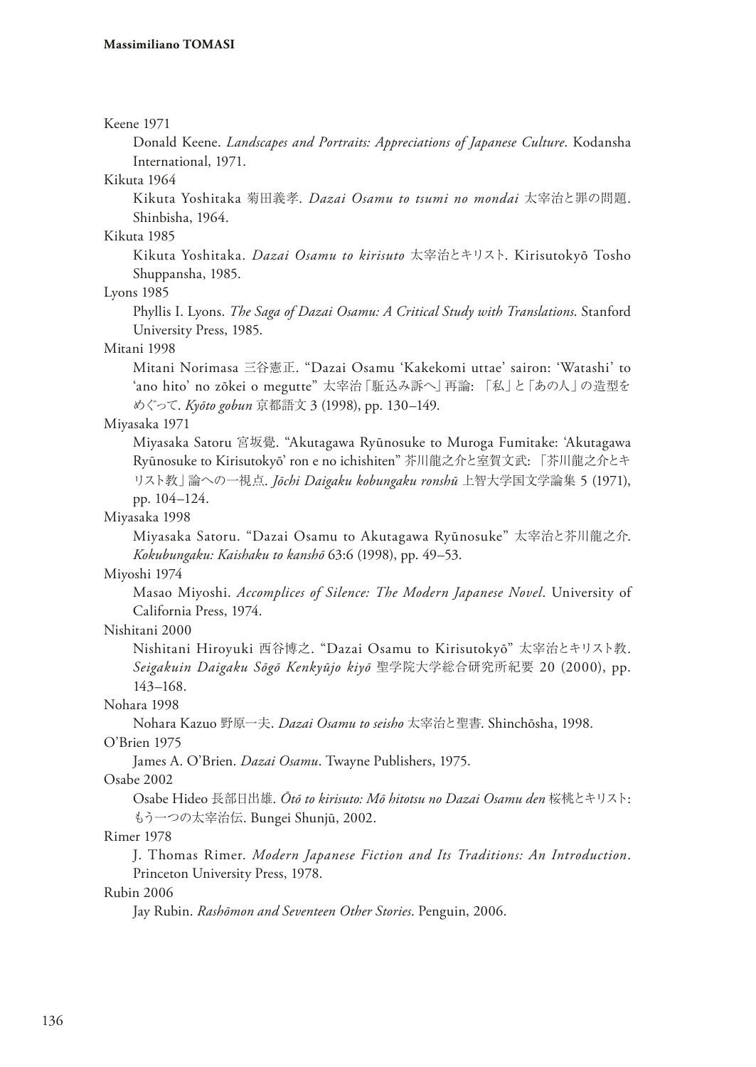Keene 1971

Donald Keene. *Landscapes and Portraits: Appreciations of Japanese Culture*. Kodansha International, 1971.

Kikuta 1964

Kikuta Yoshitaka 菊田義孝. *Dazai Osamu to tsumi no mondai* 太宰治と罪の問題. Shinbisha, 1964.

Kikuta 1985

Kikuta Yoshitaka. *Dazai Osamu to kirisuto* 太宰治とキリスト. Kirisutokyō Tosho Shuppansha, 1985.

Lyons 1985

Phyllis I. Lyons. *The Saga of Dazai Osamu: A Critical Study with Translations*. Stanford University Press, 1985.

Mitani 1998

Mitani Norimasa 三谷憲正. "Dazai Osamu 'Kakekomi uttae' sairon: 'Watashi' to 'ano hito' no zōkei o megutte" 太宰治「駈込み訴へ」再論: 「私」と「あの人」の造型をめぐって. *Kyōto gobun* 京都語文 3 (1998), pp. 130–149.

Miyasaka 1971

Miyasaka Satoru 宮坂覺. "Akutagawa Ryūnosuke to Muroga Fumitake: 'Akutagawa Ryūnosuke to Kirisutokyō' ron e no ichishiten" 芥川龍之介と室賀文武: 「芥川龍之介とキリスト教」論への一視点. *Jōchi Daigaku kobungaku ronshū* 上智大学国文学論集 5 (1971), pp. 104–124.

Miyasaka 1998

Miyasaka Satoru. "Dazai Osamu to Akutagawa Ryūnosuke" 太宰治と芥川龍之介. *Kokubungaku: Kaishaku to kanshō* 63:6 (1998), pp. 49–53.

Miyoshi 1974

Masao Miyoshi. *Accomplices of Silence: The Modern Japanese Novel*. University of California Press, 1974.

Nishitani 2000

Nishitani Hiroyuki 西谷博之. "Dazai Osamu to Kirisutokyō" 太宰治とキリスト教. *Seigakuin Daigaku Sōgō Kenkyūjo kiyō* 聖学院大学総合研究所紀要 20 (2000), pp. 143–168.

Nohara 1998

Nohara Kazuo 野原一夫. *Dazai Osamu to seisho* 太宰治と聖書. Shinchōsha, 1998.

O'Brien 1975

James A. O'Brien. *Dazai Osamu*. Twayne Publishers, 1975.

Osabe 2002

Osabe Hideo 長部日出雄. *Ōtō to kirisuto: Mō hitotsu no Dazai Osamu den* 桜桃とキリスト: もう一つの太宰治伝. Bungei Shunjū, 2002.

Rimer 1978

J. Thomas Rimer. *Modern Japanese Fiction and Its Traditions: An Introduction*. Princeton University Press, 1978.

Rubin 2006

Jay Rubin. *Rashōmon and Seventeen Other Stories*. Penguin, 2006.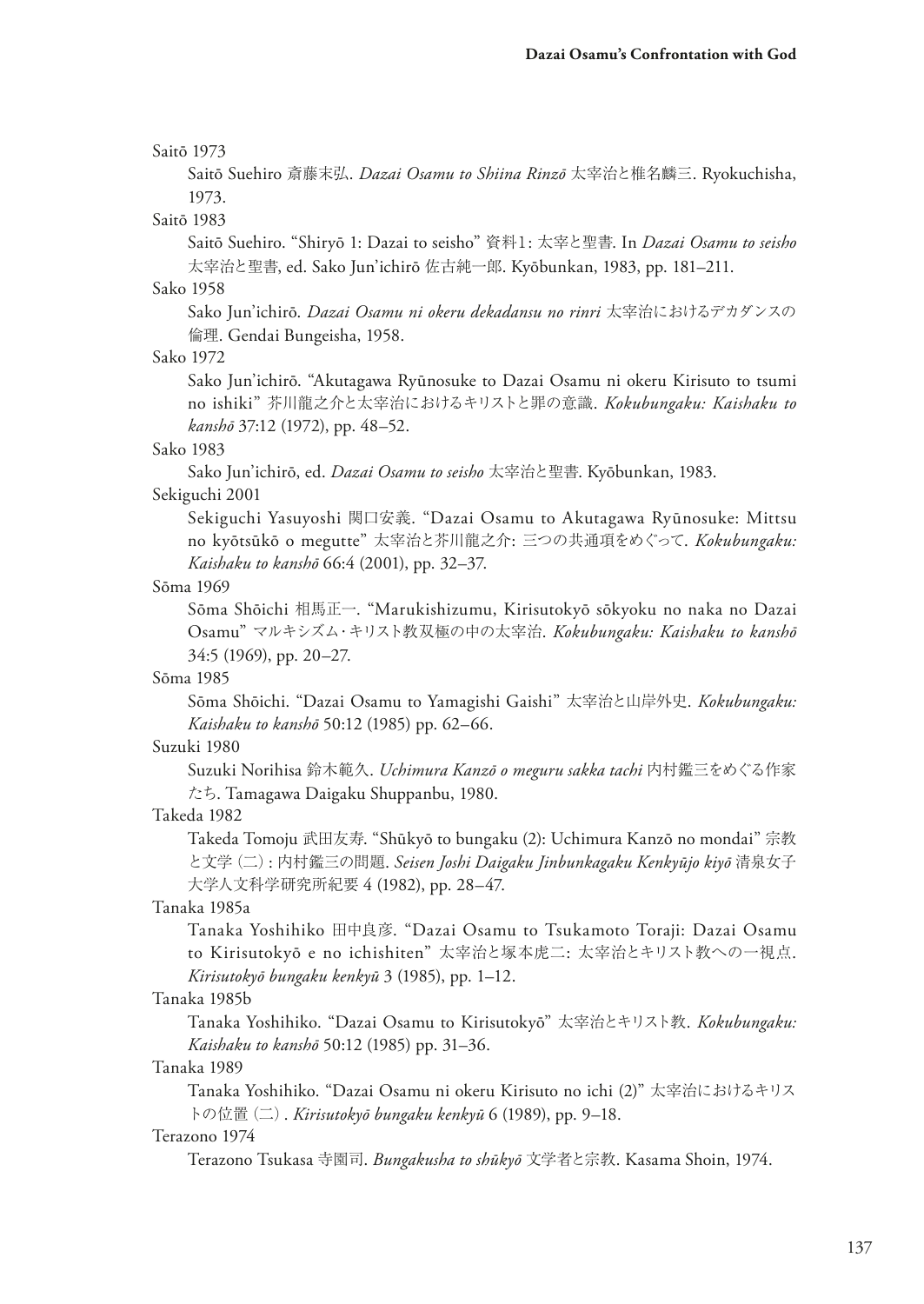Saitō 1973

Saitō Suehiro 斎藤末弘. *Dazai Osamu to Shiina Rinzō* 太宰治と椎名麟三. Ryokuchisha, 1973.

Saitō 1983

Saitō Suehiro. "Shiryō 1: Dazai to seisho" 資料1: 太宰と聖書. In *Dazai Osamu to seisho* 太宰治と聖書, ed. Sako Jun'ichirō 佐古純一郎. Kyōbunkan, 1983, pp. 181–211.

Sako 1958

Sako Jun'ichirō. *Dazai Osamu ni okeru dekadansu no rinri* 太宰治におけるデカダンスの倫理. Gendai Bungeisha, 1958.

Sako 1972

Sako Jun'ichirō. "Akutagawa Ryūnosuke to Dazai Osamu ni okeru Kirisuto to tsumi no ishiki" 芥川龍之介と太宰治におけるキリストと罪の意識. *Kokubungaku: Kaishaku to kanshō* 37:12 (1972), pp. 48–52.

Sako 1983

Sako Jun'ichirō, ed. *Dazai Osamu to seisho* 太宰治と聖書. Kyōbunkan, 1983.

Sekiguchi 2001

Sekiguchi Yasuyoshi 関口安義. "Dazai Osamu to Akutagawa Ryūnosuke: Mittsu no kyōtsūkō o megutte" 太宰治と芥川龍之介: 三つの共通項をめぐって. *Kokubungaku: Kaishaku to kanshō* 66:4 (2001), pp. 32–37.

Sōma 1969

Sōma Shōichi 相馬正一. "Marukishizumu, Kirisutokyō sōkyoku no naka no Dazai Osamu" マルキシズム・キリスト教双極の中の太宰治. *Kokubungaku: Kaishaku to kanshō* 34:5 (1969), pp. 20–27.

Sōma 1985

Sōma Shōichi. "Dazai Osamu to Yamagishi Gaishi" 太宰治と山岸外史. *Kokubungaku: Kaishaku to kanshō* 50:12 (1985) pp. 62–66.

Suzuki 1980

Suzuki Norihisa 鈴木範久. *Uchimura Kanzō o meguru sakka tachi* 内村鑑三をめぐる作家たち. Tamagawa Daigaku Shuppanbu, 1980.

Takeda 1982

Takeda Tomoju 武田友寿. "Shūkyō to bungaku (2): Uchimura Kanzō no mondai" 宗教と文学（二）: 内村鑑三の問題. *Seisen Joshi Daigaku Jinbunkagaku Kenkyūjo kiyō* 清泉女子大学人文科学研究所紀要 4 (1982), pp. 28–47.

Tanaka 1985a

Tanaka Yoshihiko 田中良彦. "Dazai Osamu to Tsukamoto Toraji: Dazai Osamu to Kirisutokyō e no ichishiten" 太宰治と塚本虎二: 太宰治とキリスト教への一視点. *Kirisutokyō bungaku kenkyū* 3 (1985), pp. 1–12.

Tanaka 1985b

Tanaka Yoshihiko. "Dazai Osamu to Kirisutokyō" 太宰治とキリスト教. *Kokubungaku: Kaishaku to kanshō* 50:12 (1985) pp. 31–36.

Tanaka 1989

Tanaka Yoshihiko. "Dazai Osamu ni okeru Kirisuto no ichi (2)" 太宰治におけるキリストの位置（二）. *Kirisutokyō bungaku kenkyū* 6 (1989), pp. 9–18.

Terazono 1974

Terazono Tsukasa 寺園司. *Bungakusha to shūkyō* 文学者と宗教. Kasama Shoin, 1974.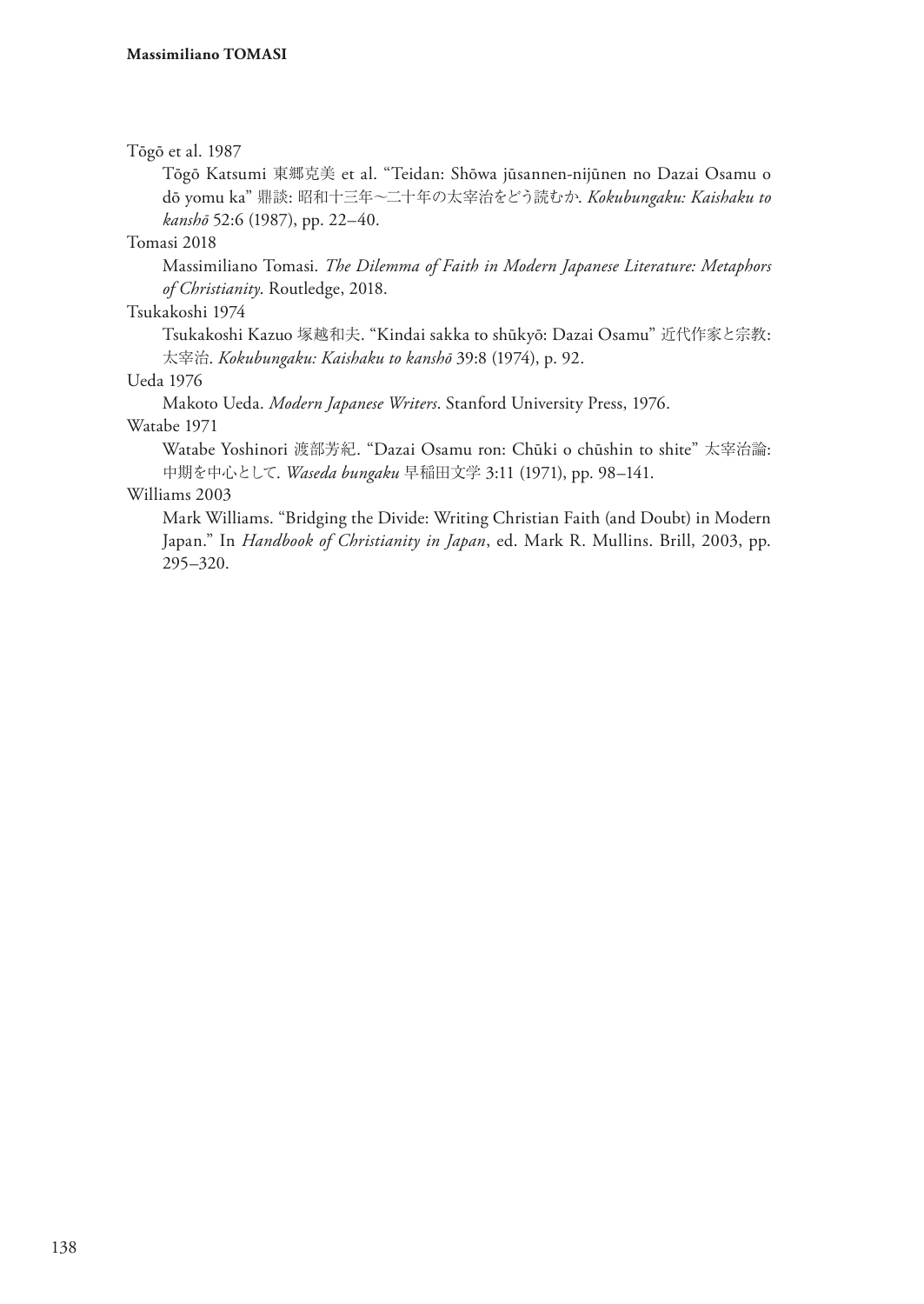Tōgō et al. 1987

Tōgō Katsumi 東郷克美 et al. "Teidan: Shōwa jūsannen-nijūnen no Dazai Osamu o dō yomu ka" 鼎談: 昭和十三年〜二十年の太宰治をどう読むか. *Kokubungaku: Kaishaku to kanshō* 52:6 (1987), pp. 22–40.

Tomasi 2018

Massimiliano Tomasi. *The Dilemma of Faith in Modern Japanese Literature: Metaphors of Christianity*. Routledge, 2018.

Tsukakoshi 1974

Tsukakoshi Kazuo 塚越和夫. "Kindai sakka to shūkyō: Dazai Osamu" 近代作家と宗教: 太宰治. *Kokubungaku: Kaishaku to kanshō* 39:8 (1974), p. 92.

Ueda 1976

Makoto Ueda. *Modern Japanese Writers*. Stanford University Press, 1976.

Watabe 1971

Watabe Yoshinori 渡部芳紀. "Dazai Osamu ron: Chūki o chūshin to shite" 太宰治論: 中期を中心として. *Waseda bungaku* 早稲田文学 3:11 (1971), pp. 98–141.

Williams 2003

Mark Williams. "Bridging the Divide: Writing Christian Faith (and Doubt) in Modern Japan." In *Handbook of Christianity in Japan*, ed. Mark R. Mullins. Brill, 2003, pp. 295–320.